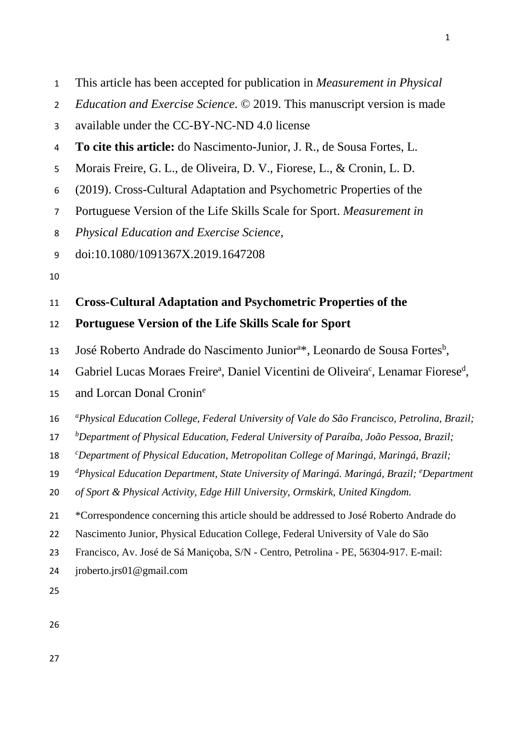This article has been accepted for publication in *Measurement in Physical Education and Exercise Science*. © 2019. This manuscript version is made available under the CC-BY-NC-ND 4.0 license

**To cite this article:** do Nascimento-Junior, J. R., de Sousa Fortes, L. Morais Freire, G. L., de Oliveira, D. V., Fiorese, L., & Cronin, L. D. (2019). Cross-Cultural Adaptation and Psychometric Properties of the Portuguese Version of the Life Skills Scale for Sport. *Measurement in Physical Education and Exercise Science*, doi:10.1080/1091367X.2019.1647208

# Cross-Cultural Adaptation and Psychometric Properties of the Portuguese Version of the Life Skills Scale for Sport

José Roberto Andrade do Nascimento Junior[a]*, Leonardo de Sousa Fortes[b], Gabriel Lucas Moraes Freire[a], Daniel Vicentini de Oliveira[c], Lenamar Fiorese[d], and Lorcan Donal Cronin[e]

[a]*Physical Education College, Federal University of Vale do São Francisco, Petrolina, Brazil;* [b]*Department of Physical Education, Federal University of Paraíba, João Pessoa, Brazil;* [c]*Department of Physical Education, Metropolitan College of Maringá, Maringá, Brazil;* [d]*Physical Education Department, State University of Maringá. Maringá, Brazil;* [e]*Department of Sport & Physical Activity, Edge Hill University, Ormskirk, United Kingdom.*

*Correspondence concerning this article should be addressed to José Roberto Andrade do Nascimento Junior, Physical Education College, Federal University of Vale do São Francisco, Av. José de Sá Maniçoba, S/N - Centro, Petrolina - PE, 56304-917. E-mail: jroberto.jrs01@gmail.com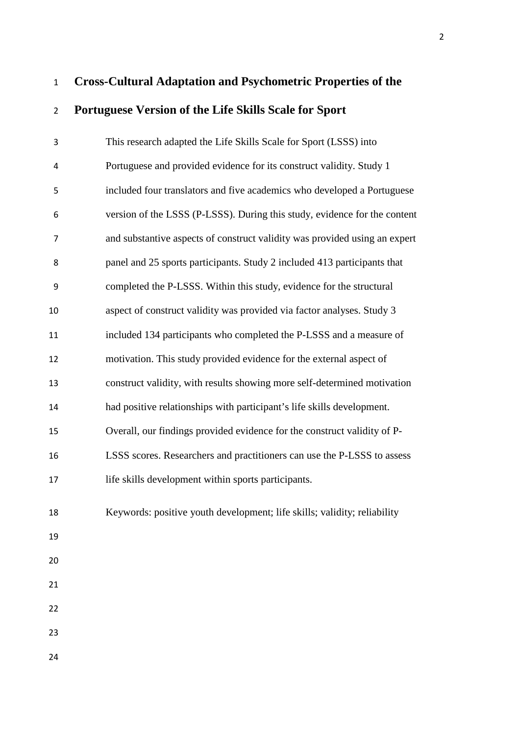# Cross-Cultural Adaptation and Psychometric Properties of the Portuguese Version of the Life Skills Scale for Sport

This research adapted the Life Skills Scale for Sport (LSSS) into Portuguese and provided evidence for its construct validity. Study 1 included four translators and five academics who developed a Portuguese version of the LSSS (P-LSSS). During this study, evidence for the content and substantive aspects of construct validity was provided using an expert panel and 25 sports participants. Study 2 included 413 participants that completed the P-LSSS. Within this study, evidence for the structural aspect of construct validity was provided via factor analyses. Study 3 included 134 participants who completed the P-LSSS and a measure of motivation. This study provided evidence for the external aspect of construct validity, with results showing more self-determined motivation had positive relationships with participant's life skills development. Overall, our findings provided evidence for the construct validity of P-LSSS scores. Researchers and practitioners can use the P-LSSS to assess life skills development within sports participants.

Keywords: positive youth development; life skills; validity; reliability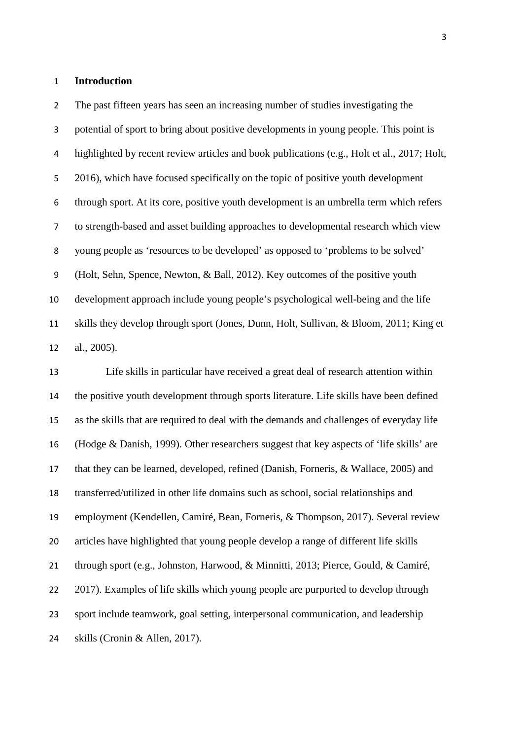## Introduction

The past fifteen years has seen an increasing number of studies investigating the potential of sport to bring about positive developments in young people. This point is highlighted by recent review articles and book publications (e.g., Holt et al., 2017; Holt, 2016), which have focused specifically on the topic of positive youth development through sport. At its core, positive youth development is an umbrella term which refers to strength-based and asset building approaches to developmental research which view young people as 'resources to be developed' as opposed to 'problems to be solved' (Holt, Sehn, Spence, Newton, & Ball, 2012). Key outcomes of the positive youth development approach include young people's psychological well-being and the life skills they develop through sport (Jones, Dunn, Holt, Sullivan, & Bloom, 2011; King et al., 2005).

Life skills in particular have received a great deal of research attention within the positive youth development through sports literature. Life skills have been defined as the skills that are required to deal with the demands and challenges of everyday life (Hodge & Danish, 1999). Other researchers suggest that key aspects of 'life skills' are that they can be learned, developed, refined (Danish, Forneris, & Wallace, 2005) and transferred/utilized in other life domains such as school, social relationships and employment (Kendellen, Camiré, Bean, Forneris, & Thompson, 2017). Several review articles have highlighted that young people develop a range of different life skills through sport (e.g., Johnston, Harwood, & Minnitti, 2013; Pierce, Gould, & Camiré, 2017). Examples of life skills which young people are purported to develop through sport include teamwork, goal setting, interpersonal communication, and leadership skills (Cronin & Allen, 2017).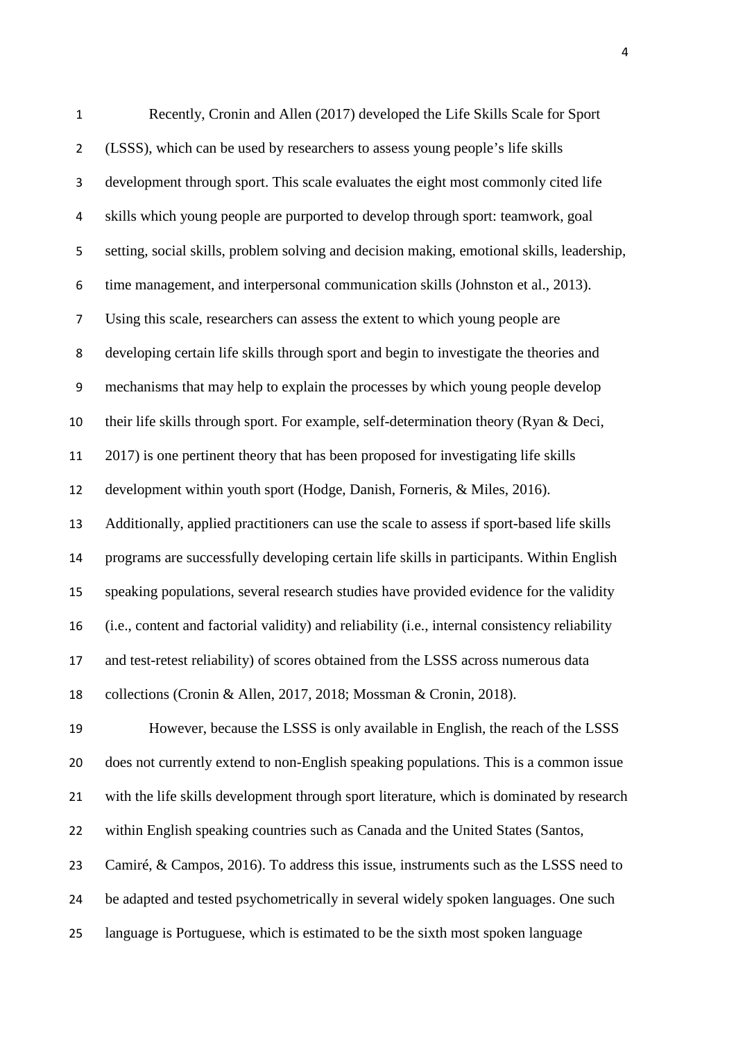Recently, Cronin and Allen (2017) developed the Life Skills Scale for Sport (LSSS), which can be used by researchers to assess young people's life skills development through sport. This scale evaluates the eight most commonly cited life skills which young people are purported to develop through sport: teamwork, goal setting, social skills, problem solving and decision making, emotional skills, leadership, time management, and interpersonal communication skills (Johnston et al., 2013). Using this scale, researchers can assess the extent to which young people are developing certain life skills through sport and begin to investigate the theories and mechanisms that may help to explain the processes by which young people develop their life skills through sport. For example, self-determination theory (Ryan & Deci, 2017) is one pertinent theory that has been proposed for investigating life skills development within youth sport (Hodge, Danish, Forneris, & Miles, 2016). Additionally, applied practitioners can use the scale to assess if sport-based life skills programs are successfully developing certain life skills in participants. Within English speaking populations, several research studies have provided evidence for the validity (i.e., content and factorial validity) and reliability (i.e., internal consistency reliability and test-retest reliability) of scores obtained from the LSSS across numerous data collections (Cronin & Allen, 2017, 2018; Mossman & Cronin, 2018).

However, because the LSSS is only available in English, the reach of the LSSS does not currently extend to non-English speaking populations. This is a common issue with the life skills development through sport literature, which is dominated by research within English speaking countries such as Canada and the United States (Santos, Camiré, & Campos, 2016). To address this issue, instruments such as the LSSS need to be adapted and tested psychometrically in several widely spoken languages. One such language is Portuguese, which is estimated to be the sixth most spoken language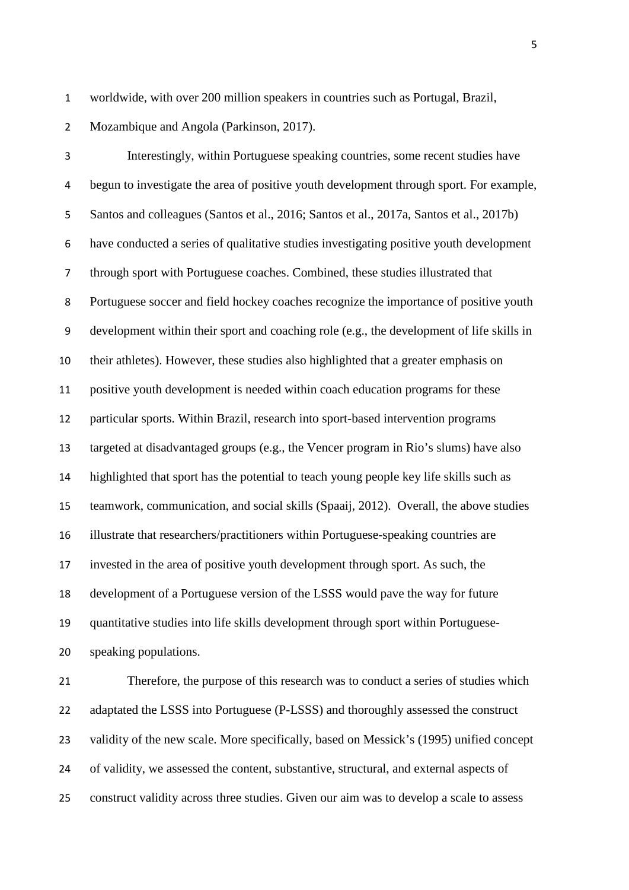worldwide, with over 200 million speakers in countries such as Portugal, Brazil, Mozambique and Angola (Parkinson, 2017).

Interestingly, within Portuguese speaking countries, some recent studies have begun to investigate the area of positive youth development through sport. For example, Santos and colleagues (Santos et al., 2016; Santos et al., 2017a, Santos et al., 2017b) have conducted a series of qualitative studies investigating positive youth development through sport with Portuguese coaches. Combined, these studies illustrated that Portuguese soccer and field hockey coaches recognize the importance of positive youth development within their sport and coaching role (e.g., the development of life skills in their athletes). However, these studies also highlighted that a greater emphasis on positive youth development is needed within coach education programs for these particular sports. Within Brazil, research into sport-based intervention programs targeted at disadvantaged groups (e.g., the Vencer program in Rio's slums) have also highlighted that sport has the potential to teach young people key life skills such as teamwork, communication, and social skills (Spaaij, 2012). Overall, the above studies illustrate that researchers/practitioners within Portuguese-speaking countries are invested in the area of positive youth development through sport. As such, the development of a Portuguese version of the LSSS would pave the way for future quantitative studies into life skills development through sport within Portuguese-speaking populations.

Therefore, the purpose of this research was to conduct a series of studies which adaptated the LSSS into Portuguese (P-LSSS) and thoroughly assessed the construct validity of the new scale. More specifically, based on Messick's (1995) unified concept of validity, we assessed the content, substantive, structural, and external aspects of construct validity across three studies. Given our aim was to develop a scale to assess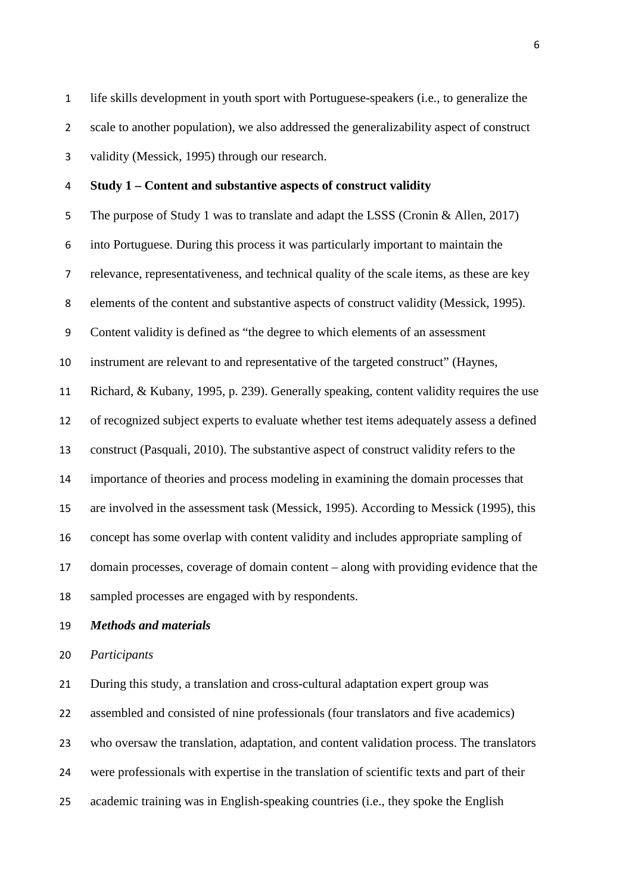life skills development in youth sport with Portuguese-speakers (i.e., to generalize the scale to another population), we also addressed the generalizability aspect of construct validity (Messick, 1995) through our research.

## Study 1 – Content and substantive aspects of construct validity

The purpose of Study 1 was to translate and adapt the LSSS (Cronin & Allen, 2017) into Portuguese. During this process it was particularly important to maintain the relevance, representativeness, and technical quality of the scale items, as these are key elements of the content and substantive aspects of construct validity (Messick, 1995). Content validity is defined as "the degree to which elements of an assessment instrument are relevant to and representative of the targeted construct" (Haynes, Richard, & Kubany, 1995, p. 239). Generally speaking, content validity requires the use of recognized subject experts to evaluate whether test items adequately assess a defined construct (Pasquali, 2010). The substantive aspect of construct validity refers to the importance of theories and process modeling in examining the domain processes that are involved in the assessment task (Messick, 1995). According to Messick (1995), this concept has some overlap with content validity and includes appropriate sampling of domain processes, coverage of domain content – along with providing evidence that the sampled processes are engaged with by respondents.

### *Methods and materials*

#### *Participants*

During this study, a translation and cross-cultural adaptation expert group was assembled and consisted of nine professionals (four translators and five academics) who oversaw the translation, adaptation, and content validation process. The translators were professionals with expertise in the translation of scientific texts and part of their academic training was in English-speaking countries (i.e., they spoke the English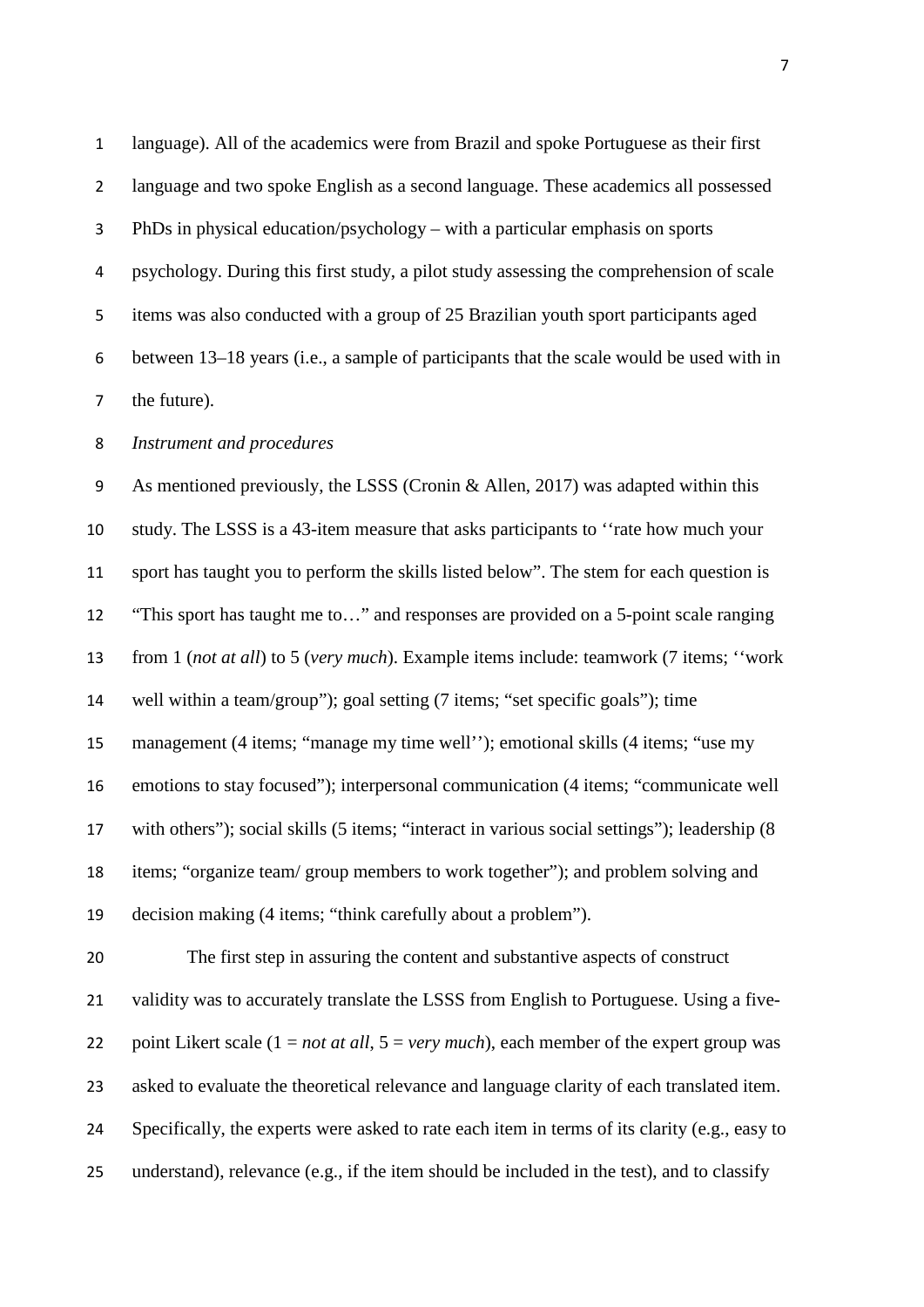language). All of the academics were from Brazil and spoke Portuguese as their first language and two spoke English as a second language. These academics all possessed PhDs in physical education/psychology – with a particular emphasis on sports psychology. During this first study, a pilot study assessing the comprehension of scale items was also conducted with a group of 25 Brazilian youth sport participants aged between 13–18 years (i.e., a sample of participants that the scale would be used with in the future).

*Instrument and procedures*

As mentioned previously, the LSSS (Cronin & Allen, 2017) was adapted within this study. The LSSS is a 43-item measure that asks participants to ''rate how much your sport has taught you to perform the skills listed below". The stem for each question is "This sport has taught me to…" and responses are provided on a 5-point scale ranging from 1 (*not at all*) to 5 (*very much*). Example items include: teamwork (7 items; ''work well within a team/group"); goal setting (7 items; "set specific goals"); time management (4 items; "manage my time well''); emotional skills (4 items; "use my emotions to stay focused"); interpersonal communication (4 items; "communicate well with others"); social skills (5 items; "interact in various social settings"); leadership (8 items; "organize team/ group members to work together"); and problem solving and decision making (4 items; "think carefully about a problem").

The first step in assuring the content and substantive aspects of construct validity was to accurately translate the LSSS from English to Portuguese. Using a five-point Likert scale (1 = *not at all*, 5 = *very much*), each member of the expert group was asked to evaluate the theoretical relevance and language clarity of each translated item. Specifically, the experts were asked to rate each item in terms of its clarity (e.g., easy to understand), relevance (e.g., if the item should be included in the test), and to classify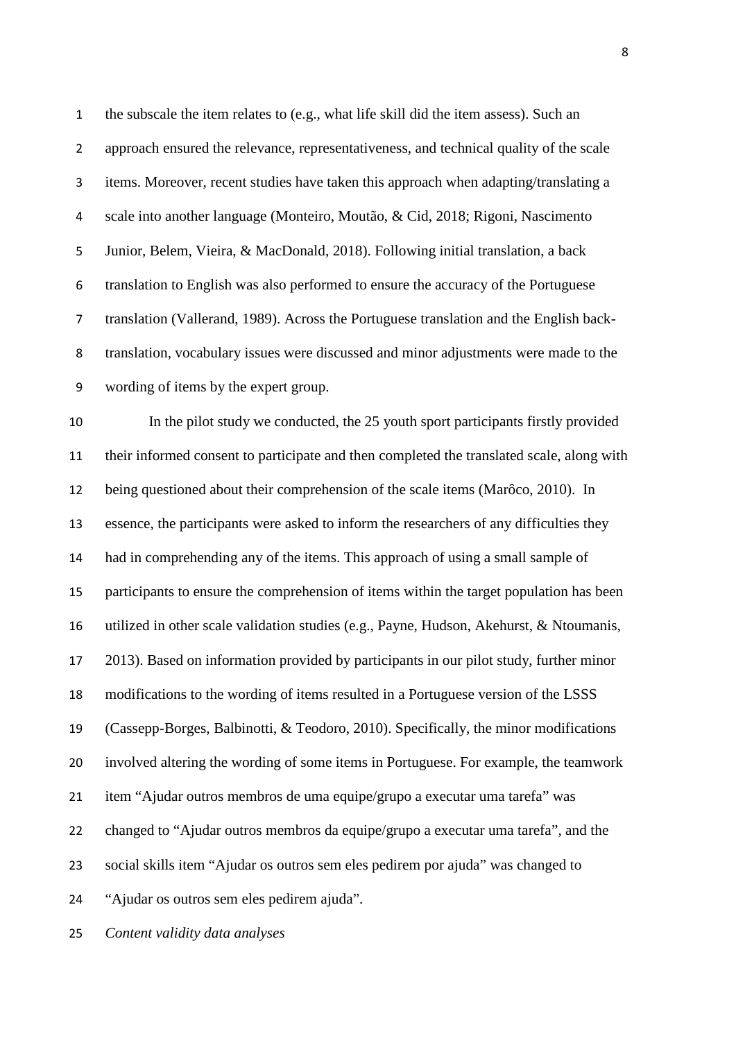the subscale the item relates to (e.g., what life skill did the item assess). Such an approach ensured the relevance, representativeness, and technical quality of the scale items. Moreover, recent studies have taken this approach when adapting/translating a scale into another language (Monteiro, Moutão, & Cid, 2018; Rigoni, Nascimento Junior, Belem, Vieira, & MacDonald, 2018). Following initial translation, a back translation to English was also performed to ensure the accuracy of the Portuguese translation (Vallerand, 1989). Across the Portuguese translation and the English back-translation, vocabulary issues were discussed and minor adjustments were made to the wording of items by the expert group.

In the pilot study we conducted, the 25 youth sport participants firstly provided their informed consent to participate and then completed the translated scale, along with being questioned about their comprehension of the scale items (Marôco, 2010). In essence, the participants were asked to inform the researchers of any difficulties they had in comprehending any of the items. This approach of using a small sample of participants to ensure the comprehension of items within the target population has been utilized in other scale validation studies (e.g., Payne, Hudson, Akehurst, & Ntoumanis, 2013). Based on information provided by participants in our pilot study, further minor modifications to the wording of items resulted in a Portuguese version of the LSSS (Cassepp-Borges, Balbinotti, & Teodoro, 2010). Specifically, the minor modifications involved altering the wording of some items in Portuguese. For example, the teamwork item “Ajudar outros membros de uma equipe/grupo a executar uma tarefa” was changed to “Ajudar outros membros da equipe/grupo a executar uma tarefa”, and the social skills item “Ajudar os outros sem eles pedirem por ajuda” was changed to “Ajudar os outros sem eles pedirem ajuda”.

*Content validity data analyses*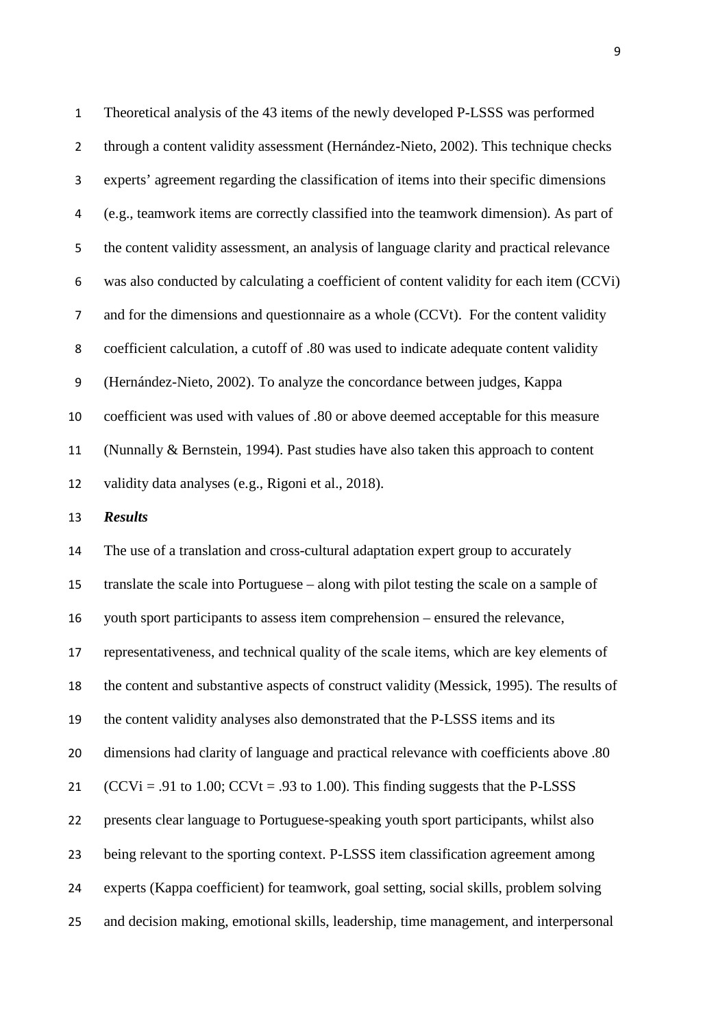Theoretical analysis of the 43 items of the newly developed P-LSSS was performed through a content validity assessment (Hernández-Nieto, 2002). This technique checks experts' agreement regarding the classification of items into their specific dimensions (e.g., teamwork items are correctly classified into the teamwork dimension). As part of the content validity assessment, an analysis of language clarity and practical relevance was also conducted by calculating a coefficient of content validity for each item (CCVi) and for the dimensions and questionnaire as a whole (CCVt). For the content validity coefficient calculation, a cutoff of .80 was used to indicate adequate content validity (Hernández-Nieto, 2002). To analyze the concordance between judges, Kappa coefficient was used with values of .80 or above deemed acceptable for this measure (Nunnally & Bernstein, 1994). Past studies have also taken this approach to content validity data analyses (e.g., Rigoni et al., 2018).

***Results***

The use of a translation and cross-cultural adaptation expert group to accurately translate the scale into Portuguese – along with pilot testing the scale on a sample of youth sport participants to assess item comprehension – ensured the relevance, representativeness, and technical quality of the scale items, which are key elements of the content and substantive aspects of construct validity (Messick, 1995). The results of the content validity analyses also demonstrated that the P-LSSS items and its dimensions had clarity of language and practical relevance with coefficients above .80 (CCVi = .91 to 1.00; CCVt = .93 to 1.00). This finding suggests that the P-LSSS presents clear language to Portuguese-speaking youth sport participants, whilst also being relevant to the sporting context. P-LSSS item classification agreement among experts (Kappa coefficient) for teamwork, goal setting, social skills, problem solving and decision making, emotional skills, leadership, time management, and interpersonal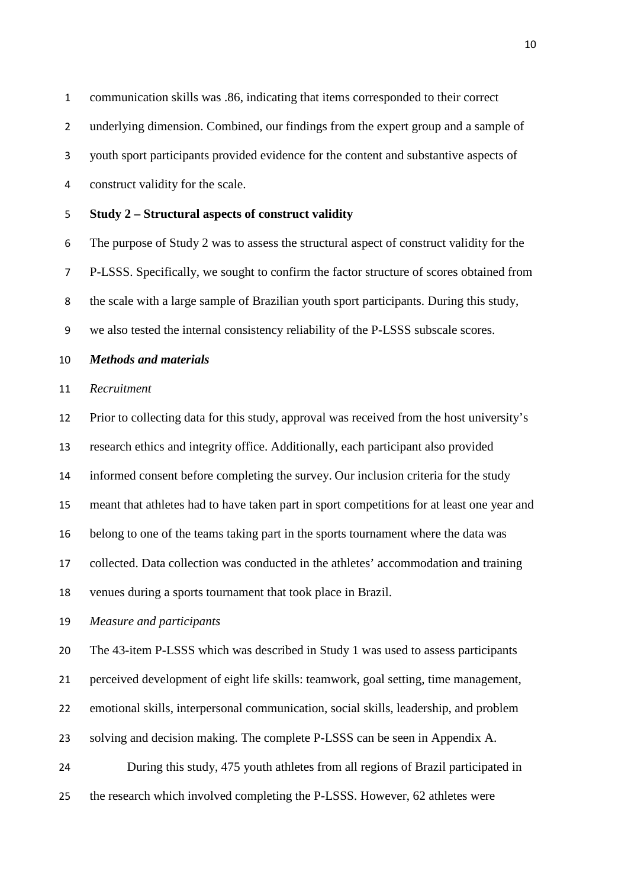communication skills was .86, indicating that items corresponded to their correct underlying dimension. Combined, our findings from the expert group and a sample of youth sport participants provided evidence for the content and substantive aspects of construct validity for the scale.

## Study 2 – Structural aspects of construct validity

The purpose of Study 2 was to assess the structural aspect of construct validity for the P-LSSS. Specifically, we sought to confirm the factor structure of scores obtained from the scale with a large sample of Brazilian youth sport participants. During this study, we also tested the internal consistency reliability of the P-LSSS subscale scores.

### *Methods and materials*

#### *Recruitment*

Prior to collecting data for this study, approval was received from the host university's research ethics and integrity office. Additionally, each participant also provided informed consent before completing the survey. Our inclusion criteria for the study meant that athletes had to have taken part in sport competitions for at least one year and belong to one of the teams taking part in the sports tournament where the data was collected. Data collection was conducted in the athletes' accommodation and training venues during a sports tournament that took place in Brazil.

#### *Measure and participants*

The 43-item P-LSSS which was described in Study 1 was used to assess participants perceived development of eight life skills: teamwork, goal setting, time management, emotional skills, interpersonal communication, social skills, leadership, and problem solving and decision making. The complete P-LSSS can be seen in Appendix A.

During this study, 475 youth athletes from all regions of Brazil participated in the research which involved completing the P-LSSS. However, 62 athletes were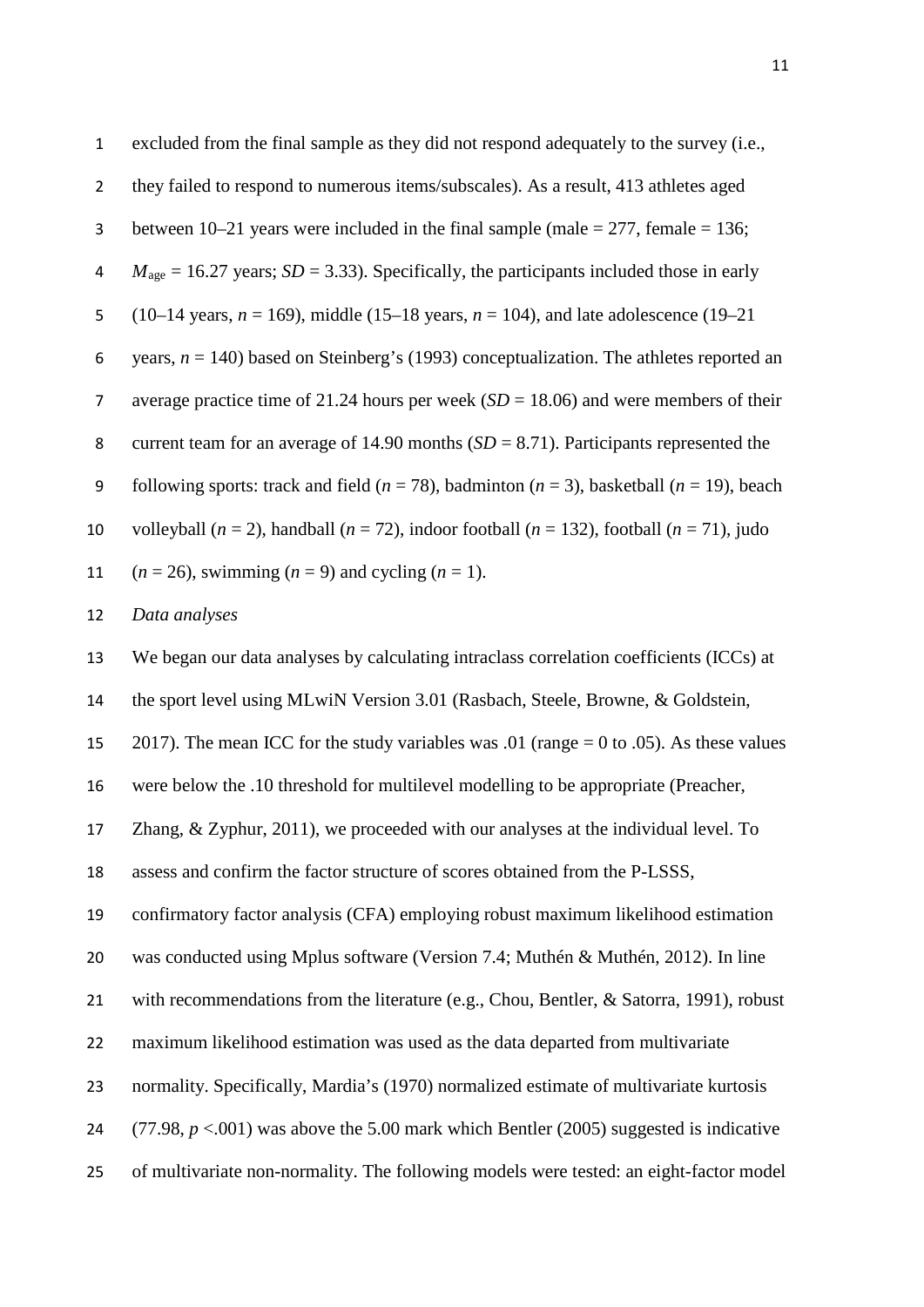excluded from the final sample as they did not respond adequately to the survey (i.e., they failed to respond to numerous items/subscales). As a result, 413 athletes aged between 10–21 years were included in the final sample (male = 277, female = 136; $M_{\text{age}}$ = 16.27 years; *SD* = 3.33). Specifically, the participants included those in early (10–14 years, *n* = 169), middle (15–18 years, *n* = 104), and late adolescence (19–21 years, *n* = 140) based on Steinberg's (1993) conceptualization. The athletes reported an average practice time of 21.24 hours per week (*SD* = 18.06) and were members of their current team for an average of 14.90 months (*SD* = 8.71). Participants represented the following sports: track and field (*n* = 78), badminton (*n* = 3), basketball (*n* = 19), beach volleyball (*n* = 2), handball (*n* = 72), indoor football (*n* = 132), football (*n* = 71), judo (*n* = 26), swimming (*n* = 9) and cycling (*n* = 1).

*Data analyses*

We began our data analyses by calculating intraclass correlation coefficients (ICCs) at the sport level using MLwiN Version 3.01 (Rasbach, Steele, Browne, & Goldstein, 2017). The mean ICC for the study variables was .01 (range = 0 to .05). As these values were below the .10 threshold for multilevel modelling to be appropriate (Preacher, Zhang, & Zyphur, 2011), we proceeded with our analyses at the individual level. To assess and confirm the factor structure of scores obtained from the P-LSSS, confirmatory factor analysis (CFA) employing robust maximum likelihood estimation was conducted using Mplus software (Version 7.4; Muthén & Muthén, 2012). In line with recommendations from the literature (e.g., Chou, Bentler, & Satorra, 1991), robust maximum likelihood estimation was used as the data departed from multivariate normality. Specifically, Mardia's (1970) normalized estimate of multivariate kurtosis (77.98, $p$ <.001) was above the 5.00 mark which Bentler (2005) suggested is indicative of multivariate non-normality. The following models were tested: an eight-factor model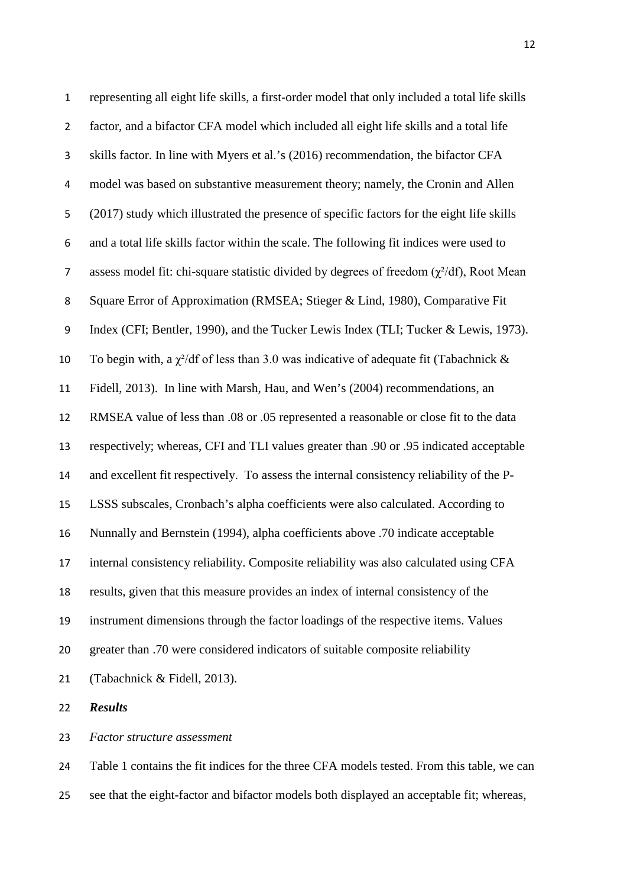representing all eight life skills, a first-order model that only included a total life skills factor, and a bifactor CFA model which included all eight life skills and a total life skills factor. In line with Myers et al.'s (2016) recommendation, the bifactor CFA model was based on substantive measurement theory; namely, the Cronin and Allen (2017) study which illustrated the presence of specific factors for the eight life skills and a total life skills factor within the scale. The following fit indices were used to assess model fit: chi-square statistic divided by degrees of freedom ($\chi^2$/df), Root Mean Square Error of Approximation (RMSEA; Stieger & Lind, 1980), Comparative Fit Index (CFI; Bentler, 1990), and the Tucker Lewis Index (TLI; Tucker & Lewis, 1973). To begin with, a $\chi^2$/df of less than 3.0 was indicative of adequate fit (Tabachnick & Fidell, 2013). In line with Marsh, Hau, and Wen's (2004) recommendations, an RMSEA value of less than .08 or .05 represented a reasonable or close fit to the data respectively; whereas, CFI and TLI values greater than .90 or .95 indicated acceptable and excellent fit respectively. To assess the internal consistency reliability of the P-LSSS subscales, Cronbach's alpha coefficients were also calculated. According to Nunnally and Bernstein (1994), alpha coefficients above .70 indicate acceptable internal consistency reliability. Composite reliability was also calculated using CFA results, given that this measure provides an index of internal consistency of the instrument dimensions through the factor loadings of the respective items. Values greater than .70 were considered indicators of suitable composite reliability (Tabachnick & Fidell, 2013).

***Results***

*Factor structure assessment*

Table 1 contains the fit indices for the three CFA models tested. From this table, we can see that the eight-factor and bifactor models both displayed an acceptable fit; whereas,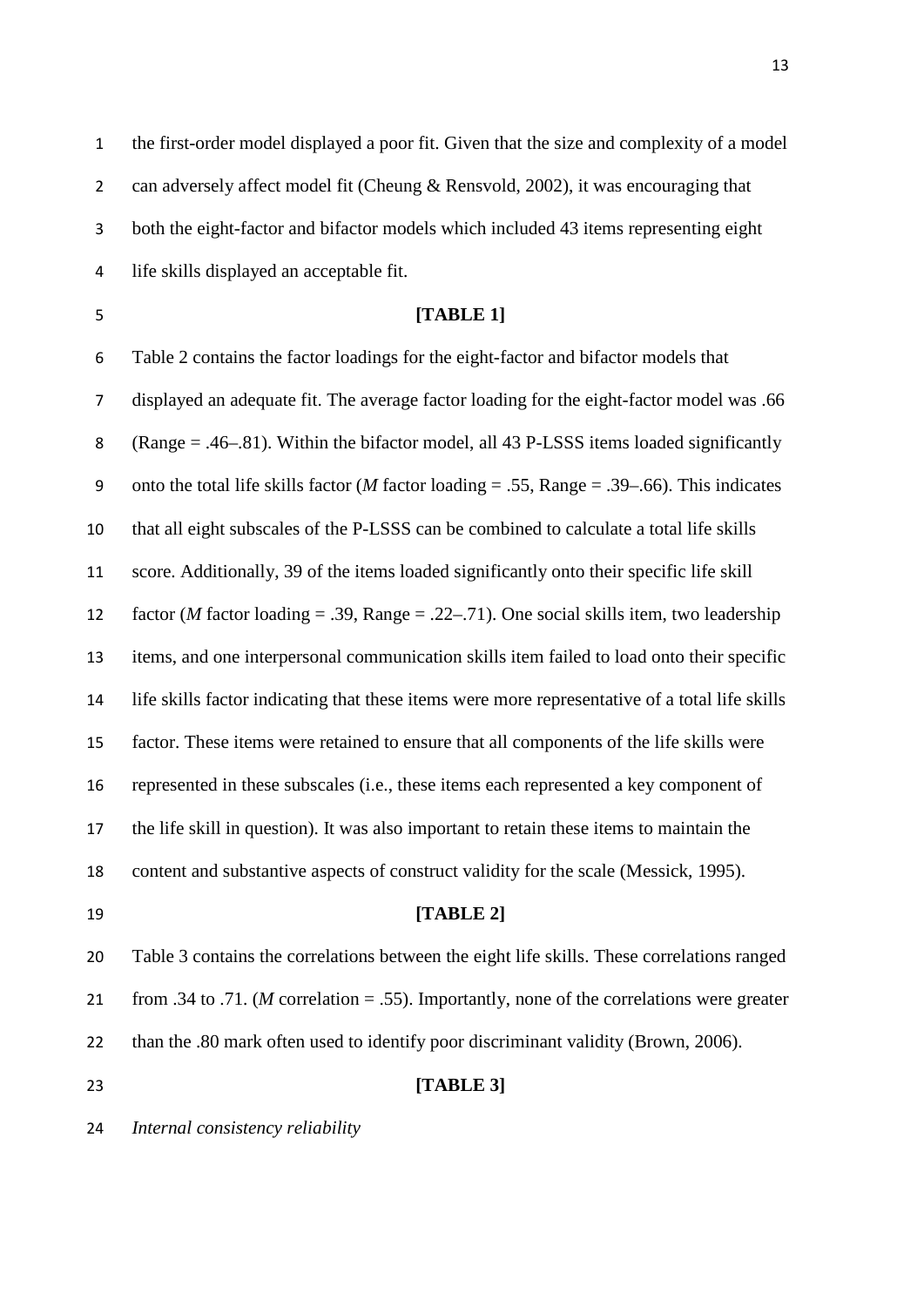the first-order model displayed a poor fit. Given that the size and complexity of a model can adversely affect model fit (Cheung & Rensvold, 2002), it was encouraging that both the eight-factor and bifactor models which included 43 items representing eight life skills displayed an acceptable fit.

**[TABLE 1]**

Table 2 contains the factor loadings for the eight-factor and bifactor models that displayed an adequate fit. The average factor loading for the eight-factor model was .66 (Range = .46–.81). Within the bifactor model, all 43 P-LSSS items loaded significantly onto the total life skills factor (*M* factor loading = .55, Range = .39–.66). This indicates that all eight subscales of the P-LSSS can be combined to calculate a total life skills score. Additionally, 39 of the items loaded significantly onto their specific life skill factor (*M* factor loading = .39, Range = .22–.71). One social skills item, two leadership items, and one interpersonal communication skills item failed to load onto their specific life skills factor indicating that these items were more representative of a total life skills factor. These items were retained to ensure that all components of the life skills were represented in these subscales (i.e., these items each represented a key component of the life skill in question). It was also important to retain these items to maintain the content and substantive aspects of construct validity for the scale (Messick, 1995).

**[TABLE 2]**

Table 3 contains the correlations between the eight life skills. These correlations ranged from .34 to .71. (*M* correlation = .55). Importantly, none of the correlations were greater than the .80 mark often used to identify poor discriminant validity (Brown, 2006).

**[TABLE 3]**

*Internal consistency reliability*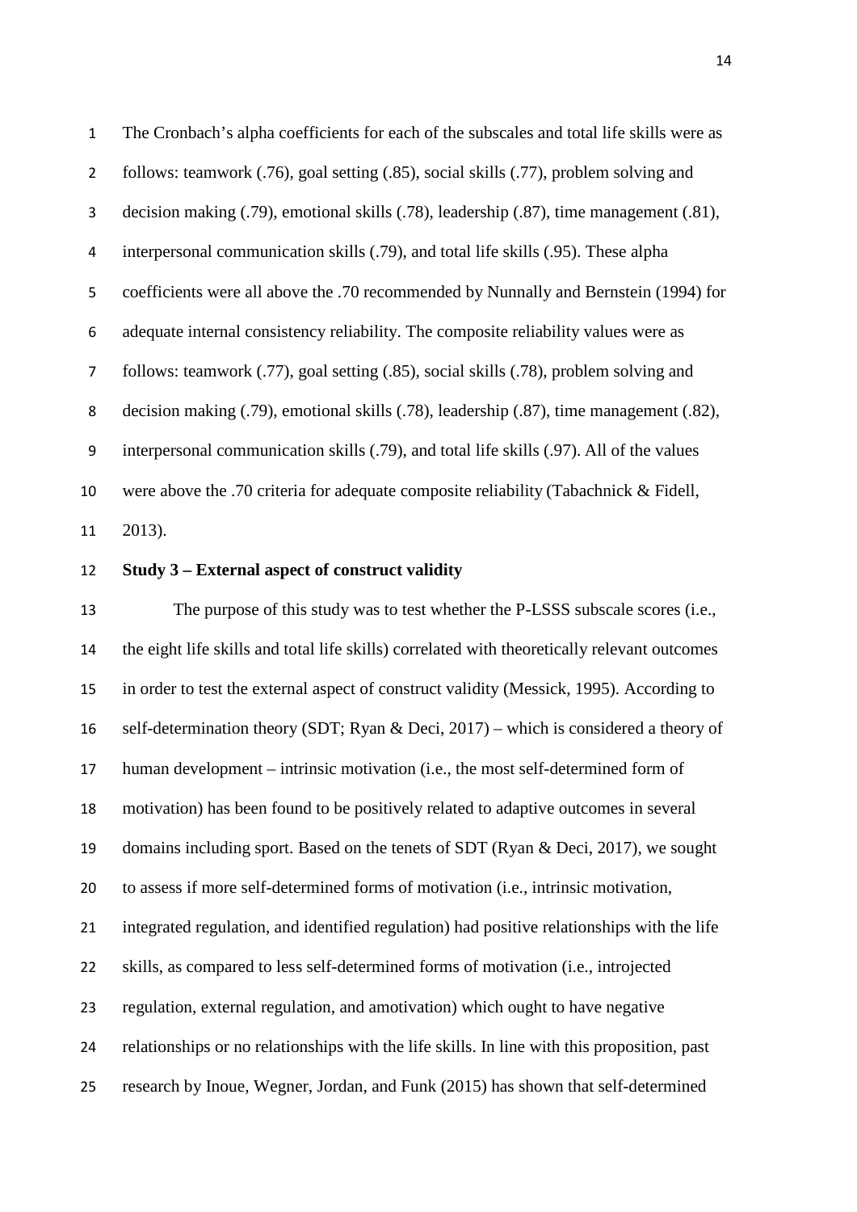The Cronbach's alpha coefficients for each of the subscales and total life skills were as follows: teamwork (.76), goal setting (.85), social skills (.77), problem solving and decision making (.79), emotional skills (.78), leadership (.87), time management (.81), interpersonal communication skills (.79), and total life skills (.95). These alpha coefficients were all above the .70 recommended by Nunnally and Bernstein (1994) for adequate internal consistency reliability. The composite reliability values were as follows: teamwork (.77), goal setting (.85), social skills (.78), problem solving and decision making (.79), emotional skills (.78), leadership (.87), time management (.82), interpersonal communication skills (.79), and total life skills (.97). All of the values were above the .70 criteria for adequate composite reliability (Tabachnick & Fidell, 2013).

**Study 3 – External aspect of construct validity**

The purpose of this study was to test whether the P-LSSS subscale scores (i.e., the eight life skills and total life skills) correlated with theoretically relevant outcomes in order to test the external aspect of construct validity (Messick, 1995). According to self-determination theory (SDT; Ryan & Deci, 2017) – which is considered a theory of human development – intrinsic motivation (i.e., the most self-determined form of motivation) has been found to be positively related to adaptive outcomes in several domains including sport. Based on the tenets of SDT (Ryan & Deci, 2017), we sought to assess if more self-determined forms of motivation (i.e., intrinsic motivation, integrated regulation, and identified regulation) had positive relationships with the life skills, as compared to less self-determined forms of motivation (i.e., introjected regulation, external regulation, and amotivation) which ought to have negative relationships or no relationships with the life skills. In line with this proposition, past research by Inoue, Wegner, Jordan, and Funk (2015) has shown that self-determined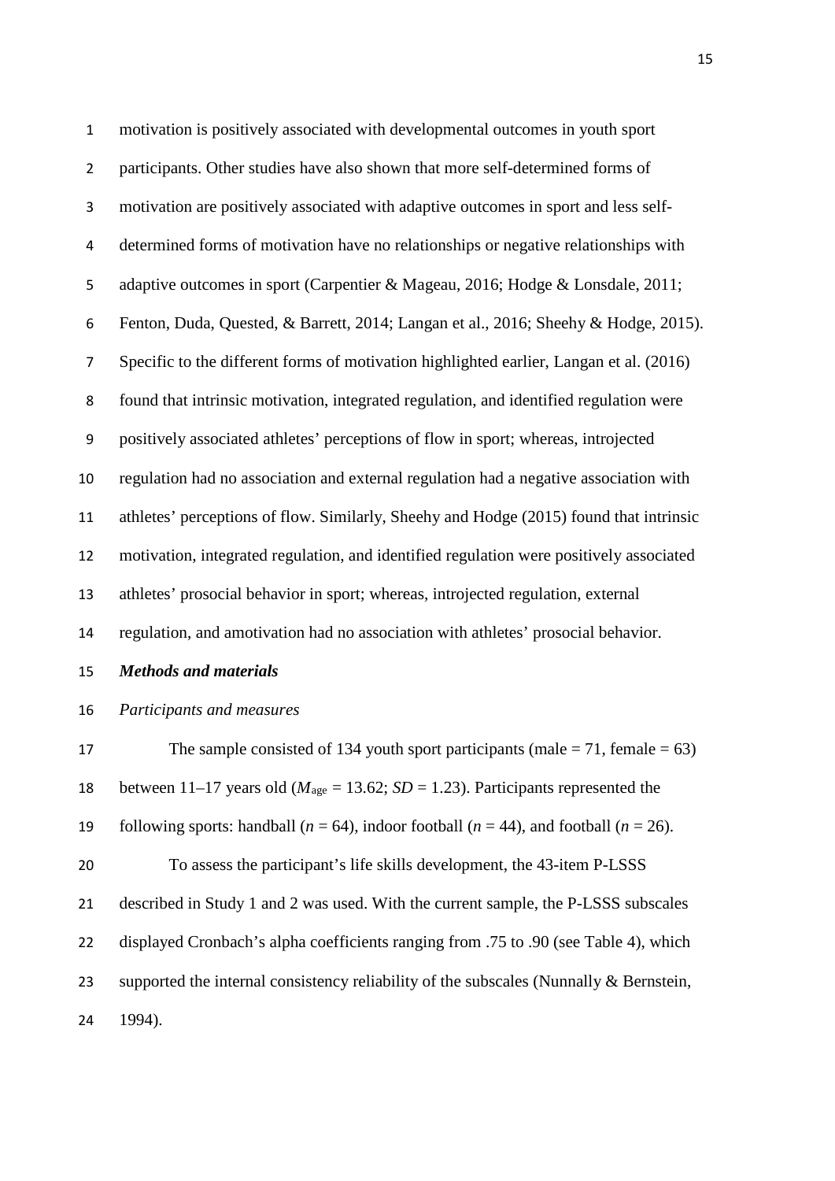motivation is positively associated with developmental outcomes in youth sport participants. Other studies have also shown that more self-determined forms of motivation are positively associated with adaptive outcomes in sport and less self-determined forms of motivation have no relationships or negative relationships with adaptive outcomes in sport (Carpentier & Mageau, 2016; Hodge & Lonsdale, 2011; Fenton, Duda, Quested, & Barrett, 2014; Langan et al., 2016; Sheehy & Hodge, 2015). Specific to the different forms of motivation highlighted earlier, Langan et al. (2016) found that intrinsic motivation, integrated regulation, and identified regulation were positively associated athletes' perceptions of flow in sport; whereas, introjected regulation had no association and external regulation had a negative association with athletes' perceptions of flow. Similarly, Sheehy and Hodge (2015) found that intrinsic motivation, integrated regulation, and identified regulation were positively associated athletes' prosocial behavior in sport; whereas, introjected regulation, external regulation, and amotivation had no association with athletes' prosocial behavior.

### *Methods and materials*

*Participants and measures*

The sample consisted of 134 youth sport participants (male = 71, female = 63) between 11–17 years old ($M_{age}$ = 13.62; *SD* = 1.23). Participants represented the following sports: handball (*n* = 64), indoor football (*n* = 44), and football (*n* = 26).

To assess the participant's life skills development, the 43-item P-LSSS described in Study 1 and 2 was used. With the current sample, the P-LSSS subscales displayed Cronbach's alpha coefficients ranging from .75 to .90 (see Table 4), which supported the internal consistency reliability of the subscales (Nunnally & Bernstein, 1994).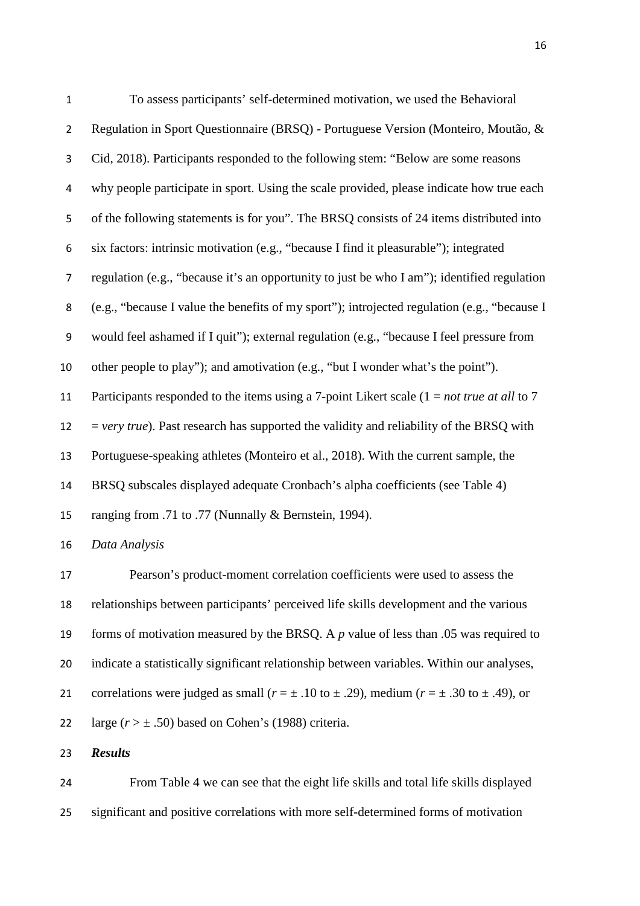To assess participants' self-determined motivation, we used the Behavioral Regulation in Sport Questionnaire (BRSQ) - Portuguese Version (Monteiro, Moutão, & Cid, 2018). Participants responded to the following stem: "Below are some reasons why people participate in sport. Using the scale provided, please indicate how true each of the following statements is for you". The BRSQ consists of 24 items distributed into six factors: intrinsic motivation (e.g., "because I find it pleasurable"); integrated regulation (e.g., "because it's an opportunity to just be who I am"); identified regulation (e.g., "because I value the benefits of my sport"); introjected regulation (e.g., "because I would feel ashamed if I quit"); external regulation (e.g., "because I feel pressure from other people to play"); and amotivation (e.g., "but I wonder what's the point"). Participants responded to the items using a 7-point Likert scale (1 = *not true at all* to 7 = *very true*). Past research has supported the validity and reliability of the BRSQ with Portuguese-speaking athletes (Monteiro et al., 2018). With the current sample, the BRSQ subscales displayed adequate Cronbach's alpha coefficients (see Table 4) ranging from .71 to .77 (Nunnally & Bernstein, 1994).

*Data Analysis*

Pearson's product-moment correlation coefficients were used to assess the relationships between participants' perceived life skills development and the various forms of motivation measured by the BRSQ. A $p$ value of less than .05 was required to indicate a statistically significant relationship between variables. Within our analyses, correlations were judged as small ($r = \pm .10$ to $\pm .29$), medium ($r = \pm .30$ to $\pm .49$), or large ($r > \pm .50$) based on Cohen's (1988) criteria.

***Results***

From Table 4 we can see that the eight life skills and total life skills displayed significant and positive correlations with more self-determined forms of motivation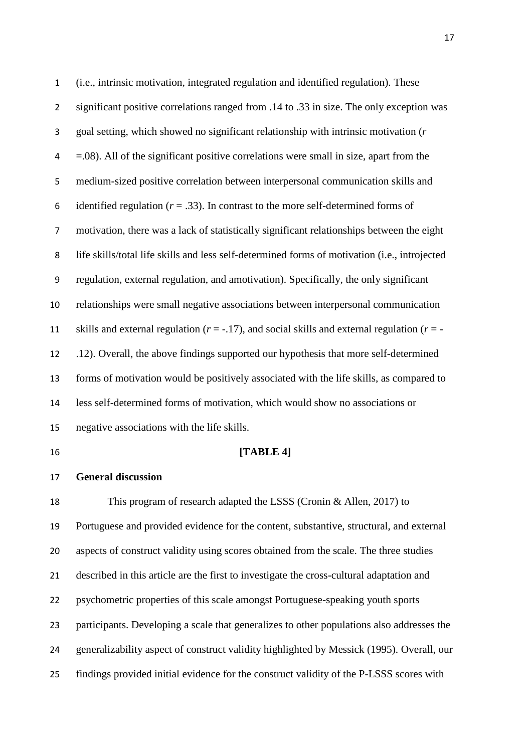(i.e., intrinsic motivation, integrated regulation and identified regulation). These significant positive correlations ranged from .14 to .33 in size. The only exception was goal setting, which showed no significant relationship with intrinsic motivation ($r$ =.08). All of the significant positive correlations were small in size, apart from the medium-sized positive correlation between interpersonal communication skills and identified regulation ($r$ = .33). In contrast to the more self-determined forms of motivation, there was a lack of statistically significant relationships between the eight life skills/total life skills and less self-determined forms of motivation (i.e., introjected regulation, external regulation, and amotivation). Specifically, the only significant relationships were small negative associations between interpersonal communication skills and external regulation ($r$ = -.17), and social skills and external regulation ($r$ = -.12). Overall, the above findings supported our hypothesis that more self-determined forms of motivation would be positively associated with the life skills, as compared to less self-determined forms of motivation, which would show no associations or negative associations with the life skills.

**[TABLE 4]**

**General discussion**

This program of research adapted the LSSS (Cronin & Allen, 2017) to Portuguese and provided evidence for the content, substantive, structural, and external aspects of construct validity using scores obtained from the scale. The three studies described in this article are the first to investigate the cross-cultural adaptation and psychometric properties of this scale amongst Portuguese-speaking youth sports participants. Developing a scale that generalizes to other populations also addresses the generalizability aspect of construct validity highlighted by Messick (1995). Overall, our findings provided initial evidence for the construct validity of the P-LSSS scores with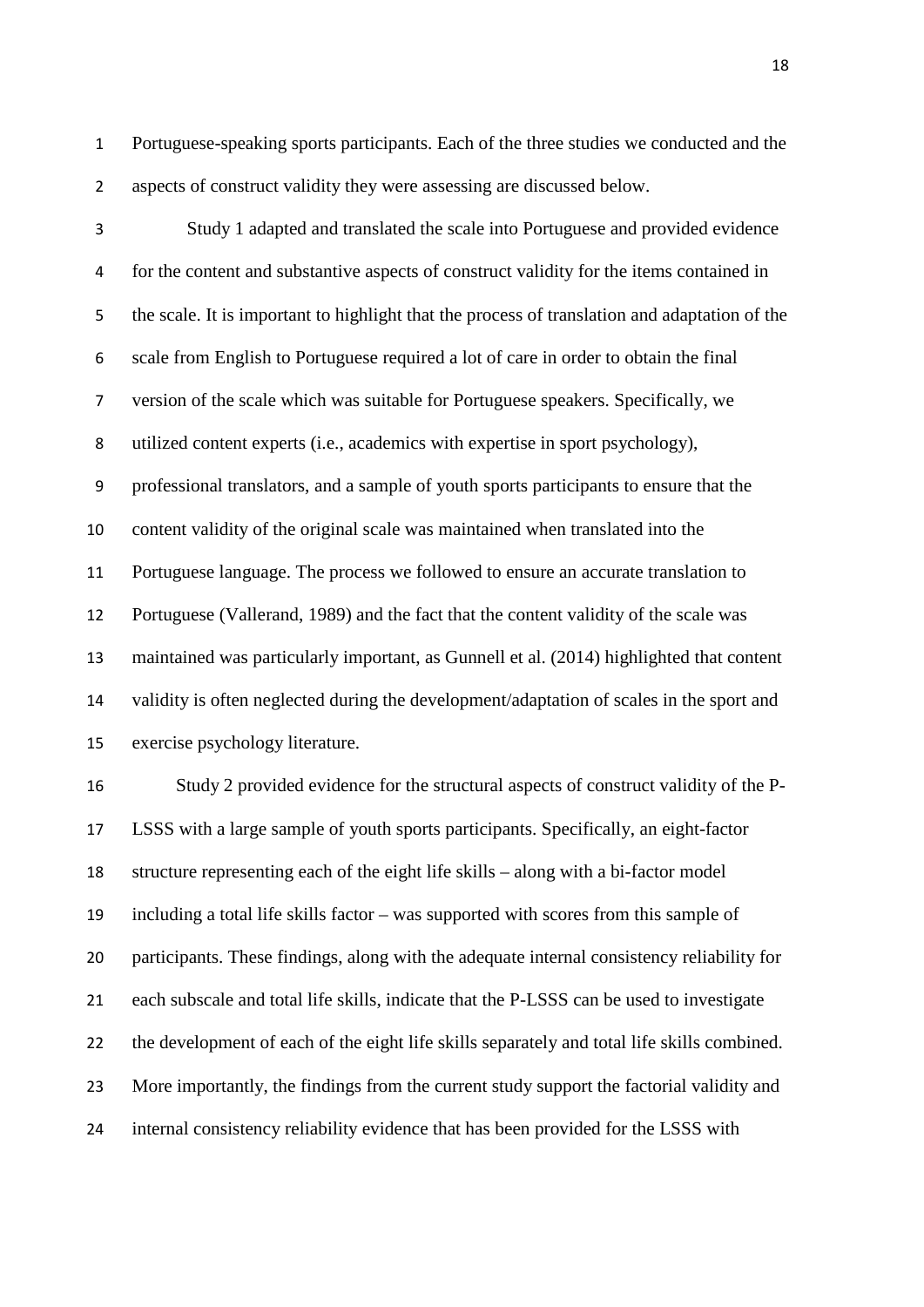Portuguese-speaking sports participants. Each of the three studies we conducted and the aspects of construct validity they were assessing are discussed below.

Study 1 adapted and translated the scale into Portuguese and provided evidence for the content and substantive aspects of construct validity for the items contained in the scale. It is important to highlight that the process of translation and adaptation of the scale from English to Portuguese required a lot of care in order to obtain the final version of the scale which was suitable for Portuguese speakers. Specifically, we utilized content experts (i.e., academics with expertise in sport psychology), professional translators, and a sample of youth sports participants to ensure that the content validity of the original scale was maintained when translated into the Portuguese language. The process we followed to ensure an accurate translation to Portuguese (Vallerand, 1989) and the fact that the content validity of the scale was maintained was particularly important, as Gunnell et al. (2014) highlighted that content validity is often neglected during the development/adaptation of scales in the sport and exercise psychology literature.

Study 2 provided evidence for the structural aspects of construct validity of the P-LSSS with a large sample of youth sports participants. Specifically, an eight-factor structure representing each of the eight life skills – along with a bi-factor model including a total life skills factor – was supported with scores from this sample of participants. These findings, along with the adequate internal consistency reliability for each subscale and total life skills, indicate that the P-LSSS can be used to investigate the development of each of the eight life skills separately and total life skills combined. More importantly, the findings from the current study support the factorial validity and internal consistency reliability evidence that has been provided for the LSSS with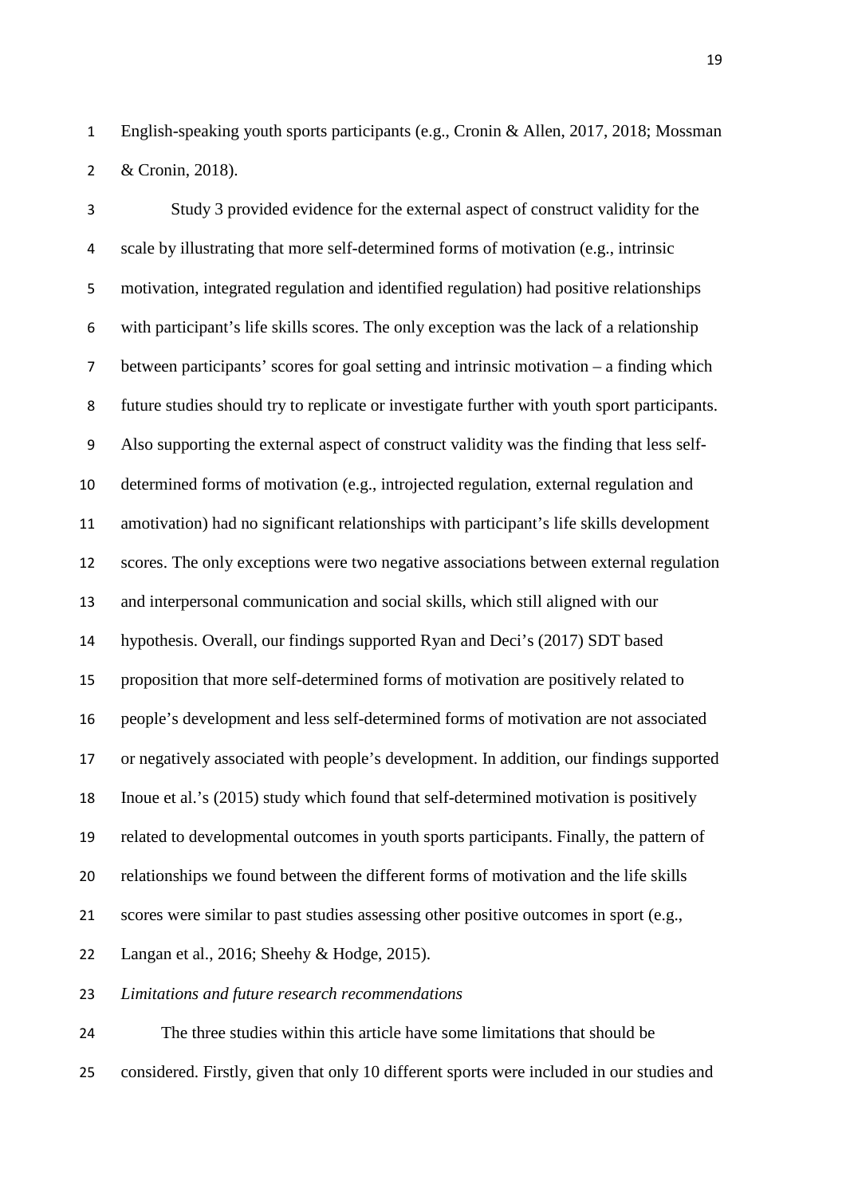English-speaking youth sports participants (e.g., Cronin & Allen, 2017, 2018; Mossman & Cronin, 2018).

Study 3 provided evidence for the external aspect of construct validity for the scale by illustrating that more self-determined forms of motivation (e.g., intrinsic motivation, integrated regulation and identified regulation) had positive relationships with participant's life skills scores. The only exception was the lack of a relationship between participants' scores for goal setting and intrinsic motivation – a finding which future studies should try to replicate or investigate further with youth sport participants. Also supporting the external aspect of construct validity was the finding that less self-determined forms of motivation (e.g., introjected regulation, external regulation and amotivation) had no significant relationships with participant's life skills development scores. The only exceptions were two negative associations between external regulation and interpersonal communication and social skills, which still aligned with our hypothesis. Overall, our findings supported Ryan and Deci's (2017) SDT based proposition that more self-determined forms of motivation are positively related to people's development and less self-determined forms of motivation are not associated or negatively associated with people's development. In addition, our findings supported Inoue et al.'s (2015) study which found that self-determined motivation is positively related to developmental outcomes in youth sports participants. Finally, the pattern of relationships we found between the different forms of motivation and the life skills scores were similar to past studies assessing other positive outcomes in sport (e.g., Langan et al., 2016; Sheehy & Hodge, 2015).

*Limitations and future research recommendations*

The three studies within this article have some limitations that should be considered. Firstly, given that only 10 different sports were included in our studies and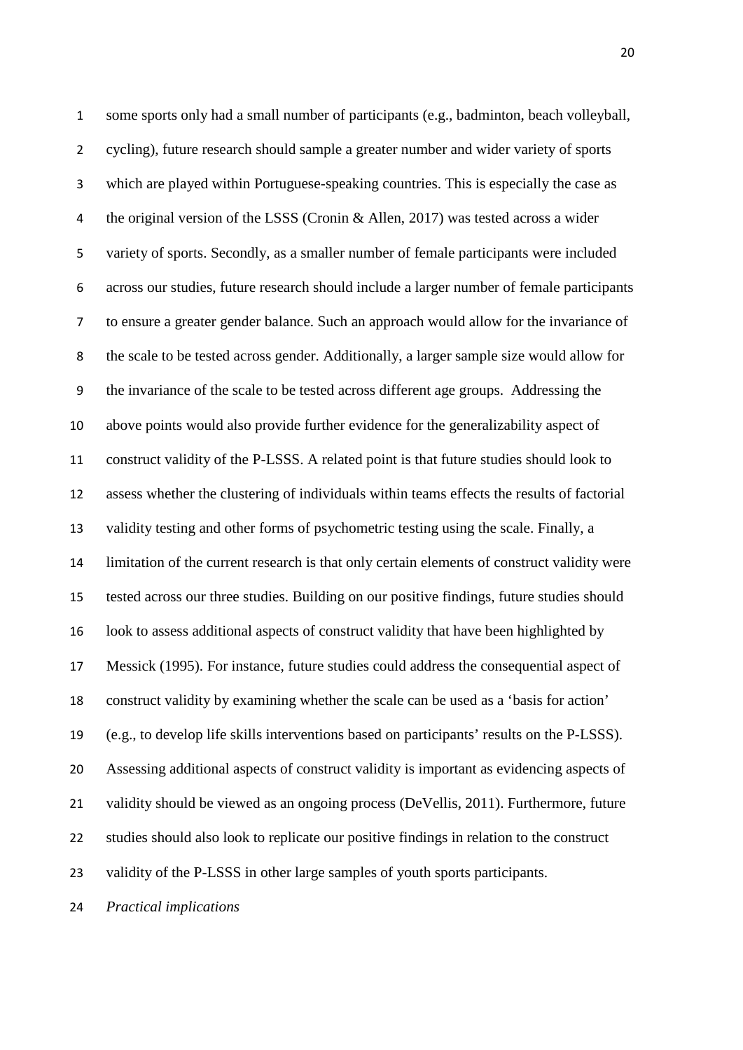some sports only had a small number of participants (e.g., badminton, beach volleyball, cycling), future research should sample a greater number and wider variety of sports which are played within Portuguese-speaking countries. This is especially the case as the original version of the LSSS (Cronin & Allen, 2017) was tested across a wider variety of sports. Secondly, as a smaller number of female participants were included across our studies, future research should include a larger number of female participants to ensure a greater gender balance. Such an approach would allow for the invariance of the scale to be tested across gender. Additionally, a larger sample size would allow for the invariance of the scale to be tested across different age groups. Addressing the above points would also provide further evidence for the generalizability aspect of construct validity of the P-LSSS. A related point is that future studies should look to assess whether the clustering of individuals within teams effects the results of factorial validity testing and other forms of psychometric testing using the scale. Finally, a limitation of the current research is that only certain elements of construct validity were tested across our three studies. Building on our positive findings, future studies should look to assess additional aspects of construct validity that have been highlighted by Messick (1995). For instance, future studies could address the consequential aspect of construct validity by examining whether the scale can be used as a 'basis for action' (e.g., to develop life skills interventions based on participants' results on the P-LSSS). Assessing additional aspects of construct validity is important as evidencing aspects of validity should be viewed as an ongoing process (DeVellis, 2011). Furthermore, future studies should also look to replicate our positive findings in relation to the construct validity of the P-LSSS in other large samples of youth sports participants.

*Practical implications*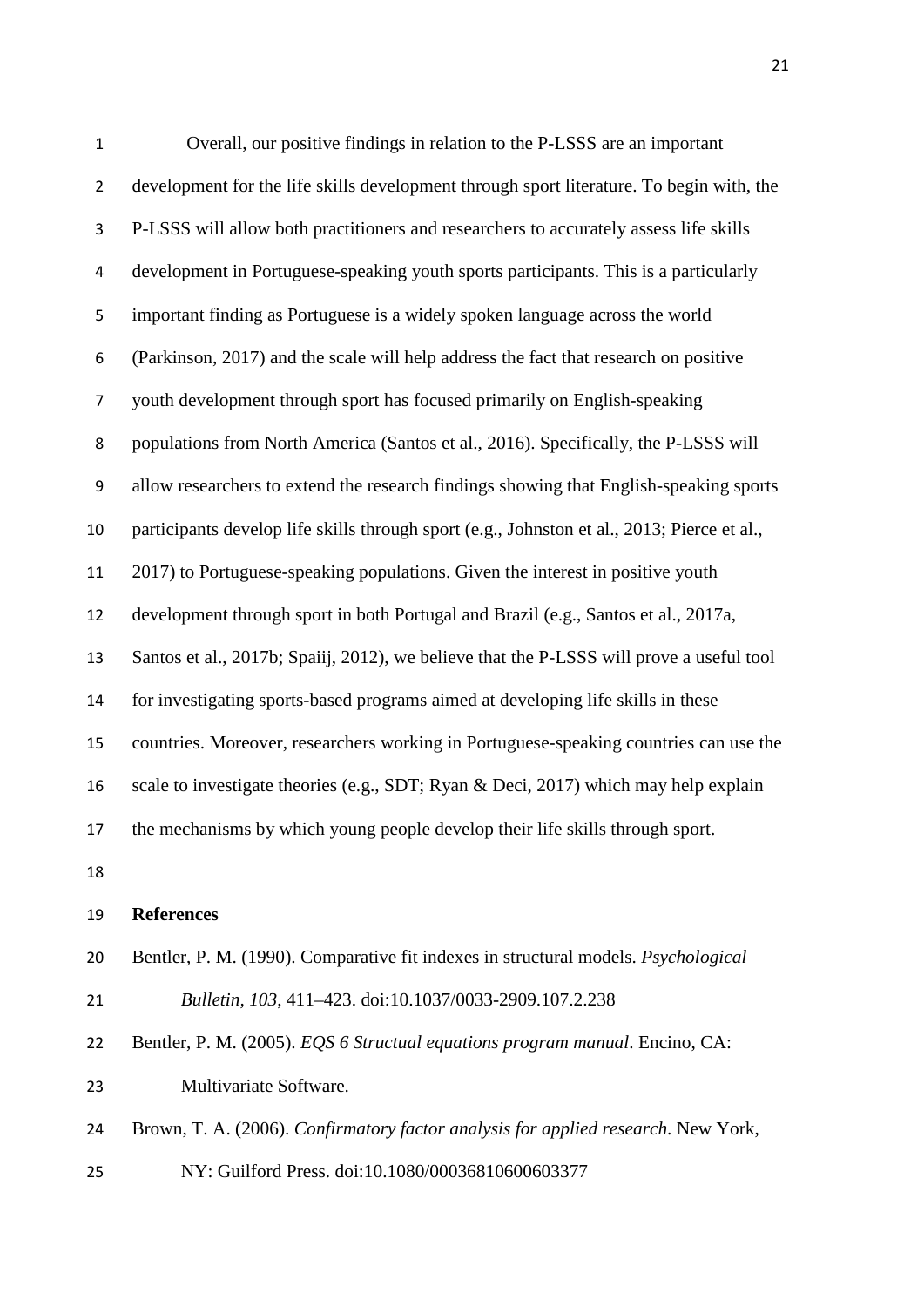Overall, our positive findings in relation to the P-LSSS are an important development for the life skills development through sport literature. To begin with, the P-LSSS will allow both practitioners and researchers to accurately assess life skills development in Portuguese-speaking youth sports participants. This is a particularly important finding as Portuguese is a widely spoken language across the world (Parkinson, 2017) and the scale will help address the fact that research on positive youth development through sport has focused primarily on English-speaking populations from North America (Santos et al., 2016). Specifically, the P-LSSS will allow researchers to extend the research findings showing that English-speaking sports participants develop life skills through sport (e.g., Johnston et al., 2013; Pierce et al., 2017) to Portuguese-speaking populations. Given the interest in positive youth development through sport in both Portugal and Brazil (e.g., Santos et al., 2017a, Santos et al., 2017b; Spaiij, 2012), we believe that the P-LSSS will prove a useful tool for investigating sports-based programs aimed at developing life skills in these countries. Moreover, researchers working in Portuguese-speaking countries can use the scale to investigate theories (e.g., SDT; Ryan & Deci, 2017) which may help explain the mechanisms by which young people develop their life skills through sport.

## References

Bentler, P. M. (1990). Comparative fit indexes in structural models. *Psychological Bulletin, 103*, 411–423. doi:10.1037/0033-2909.107.2.238

Bentler, P. M. (2005). *EQS 6 Structual equations program manual*. Encino, CA: Multivariate Software.

Brown, T. A. (2006). *Confirmatory factor analysis for applied research*. New York, NY: Guilford Press. doi:10.1080/00036810600603377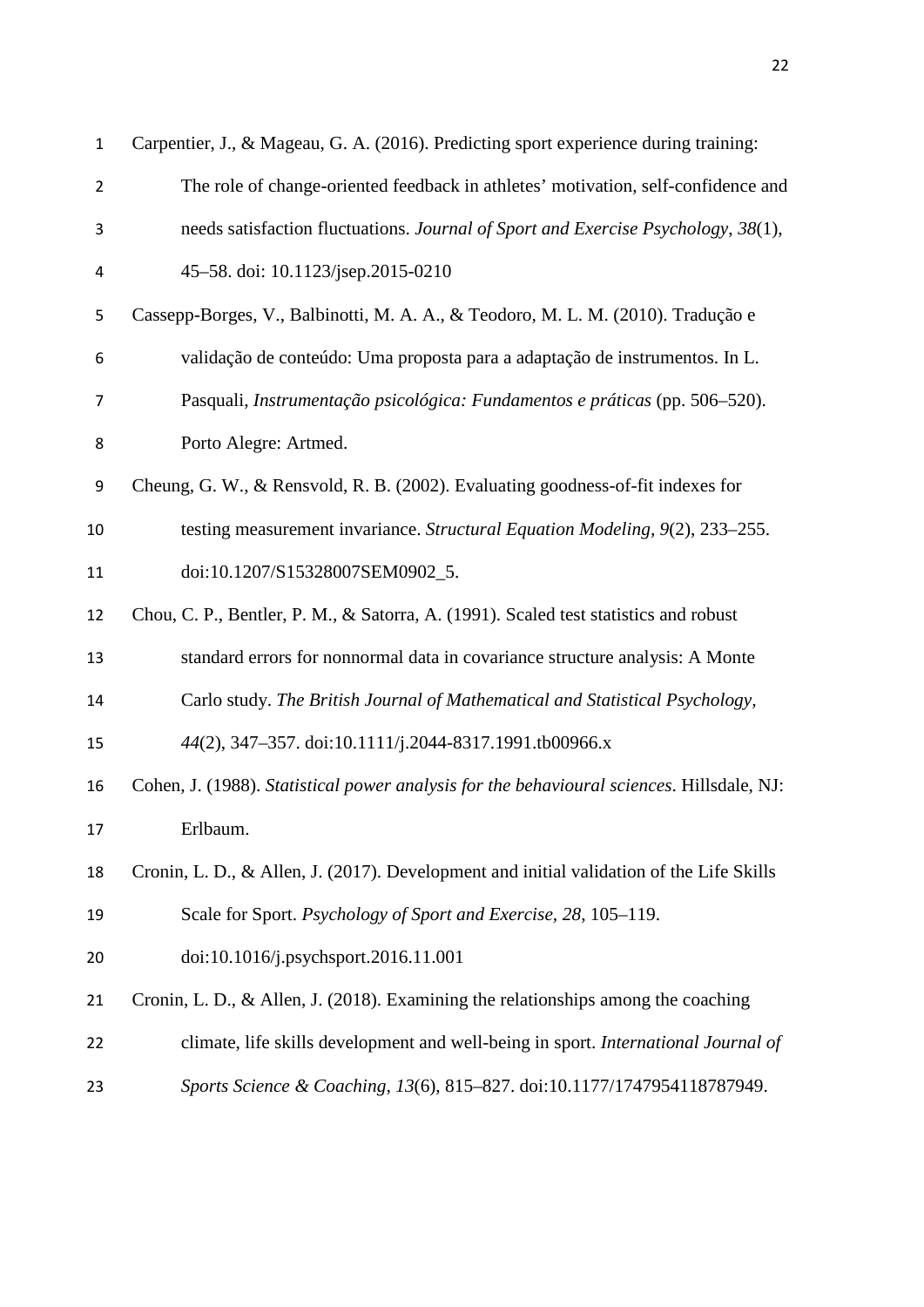Carpentier, J., & Mageau, G. A. (2016). Predicting sport experience during training: The role of change-oriented feedback in athletes' motivation, self-confidence and needs satisfaction fluctuations. *Journal of Sport and Exercise Psychology*, *38*(1), 45–58. doi: 10.1123/jsep.2015-0210

Cassepp-Borges, V., Balbinotti, M. A. A., & Teodoro, M. L. M. (2010). Tradução e validação de conteúdo: Uma proposta para a adaptação de instrumentos. In L. Pasquali, *Instrumentação psicológica: Fundamentos e práticas* (pp. 506–520). Porto Alegre: Artmed.

Cheung, G. W., & Rensvold, R. B. (2002). Evaluating goodness-of-fit indexes for testing measurement invariance. *Structural Equation Modeling*, *9*(2), 233–255. doi:10.1207/S15328007SEM0902_5.

Chou, C. P., Bentler, P. M., & Satorra, A. (1991). Scaled test statistics and robust standard errors for nonnormal data in covariance structure analysis: A Monte Carlo study. *The British Journal of Mathematical and Statistical Psychology*, *44*(2), 347–357. doi:10.1111/j.2044-8317.1991.tb00966.x

Cohen, J. (1988). *Statistical power analysis for the behavioural sciences*. Hillsdale, NJ: Erlbaum.

Cronin, L. D., & Allen, J. (2017). Development and initial validation of the Life Skills Scale for Sport. *Psychology of Sport and Exercise, 28*, 105–119. doi:10.1016/j.psychsport.2016.11.001

Cronin, L. D., & Allen, J. (2018). Examining the relationships among the coaching climate, life skills development and well-being in sport. *International Journal of Sports Science & Coaching*, *13*(6), 815–827. doi:10.1177/1747954118787949.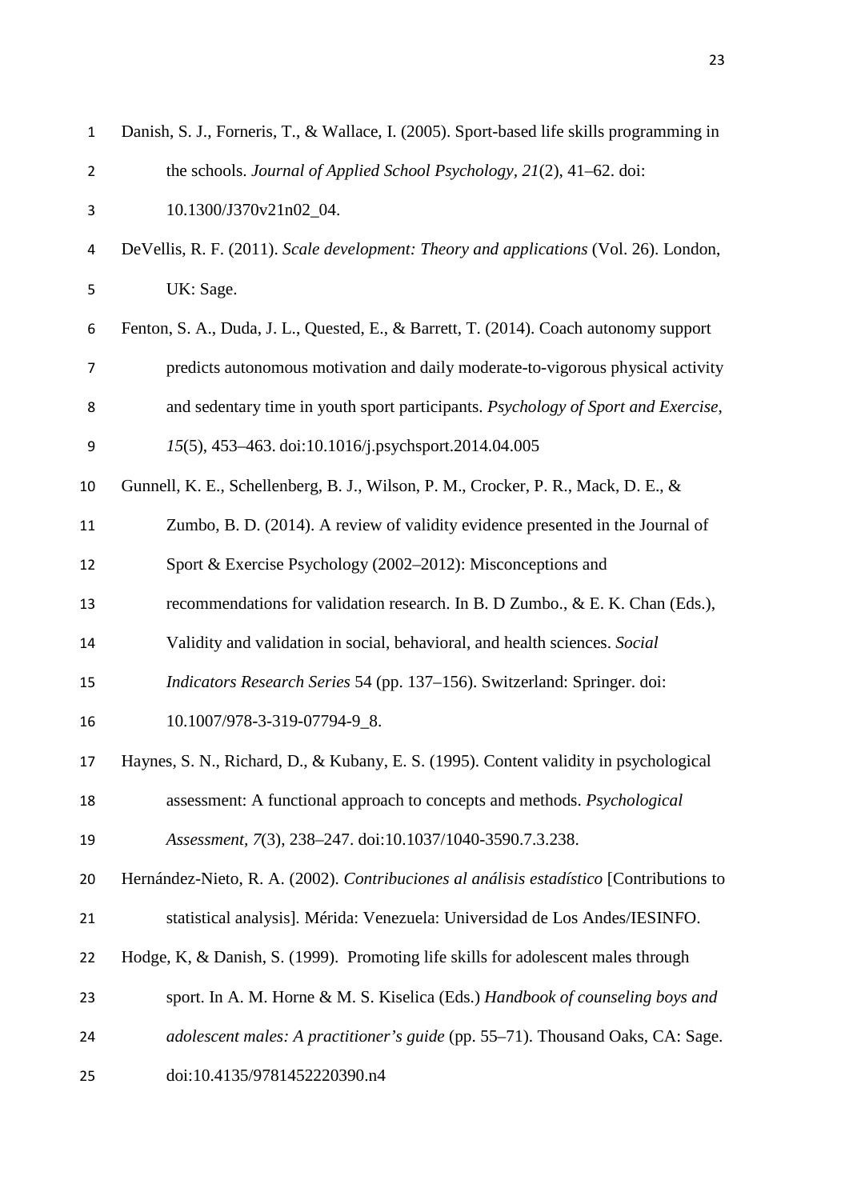Danish, S. J., Forneris, T., & Wallace, I. (2005). Sport-based life skills programming in the schools. *Journal of Applied School Psychology, 21*(2), 41–62. doi: 10.1300/J370v21n02_04.

DeVellis, R. F. (2011). *Scale development: Theory and applications* (Vol. 26). London, UK: Sage.

Fenton, S. A., Duda, J. L., Quested, E., & Barrett, T. (2014). Coach autonomy support predicts autonomous motivation and daily moderate-to-vigorous physical activity and sedentary time in youth sport participants. *Psychology of Sport and Exercise*, *15*(5), 453–463. doi:10.1016/j.psychsport.2014.04.005

Gunnell, K. E., Schellenberg, B. J., Wilson, P. M., Crocker, P. R., Mack, D. E., & Zumbo, B. D. (2014). A review of validity evidence presented in the Journal of Sport & Exercise Psychology (2002–2012): Misconceptions and recommendations for validation research. In B. D Zumbo., & E. K. Chan (Eds.), Validity and validation in social, behavioral, and health sciences. *Social Indicators Research Series* 54 (pp. 137–156). Switzerland: Springer. doi: 10.1007/978-3-319-07794-9_8.

Haynes, S. N., Richard, D., & Kubany, E. S. (1995). Content validity in psychological assessment: A functional approach to concepts and methods. *Psychological Assessment*, *7*(3), 238–247. doi:10.1037/1040-3590.7.3.238.

Hernández-Nieto, R. A. (2002). *Contribuciones al análisis estadístico* [Contributions to statistical analysis]. Mérida: Venezuela: Universidad de Los Andes/IESINFO.

Hodge, K, & Danish, S. (1999). Promoting life skills for adolescent males through sport. In A. M. Horne & M. S. Kiselica (Eds.) *Handbook of counseling boys and adolescent males: A practitioner's guide* (pp. 55–71). Thousand Oaks, CA: Sage. doi:10.4135/9781452220390.n4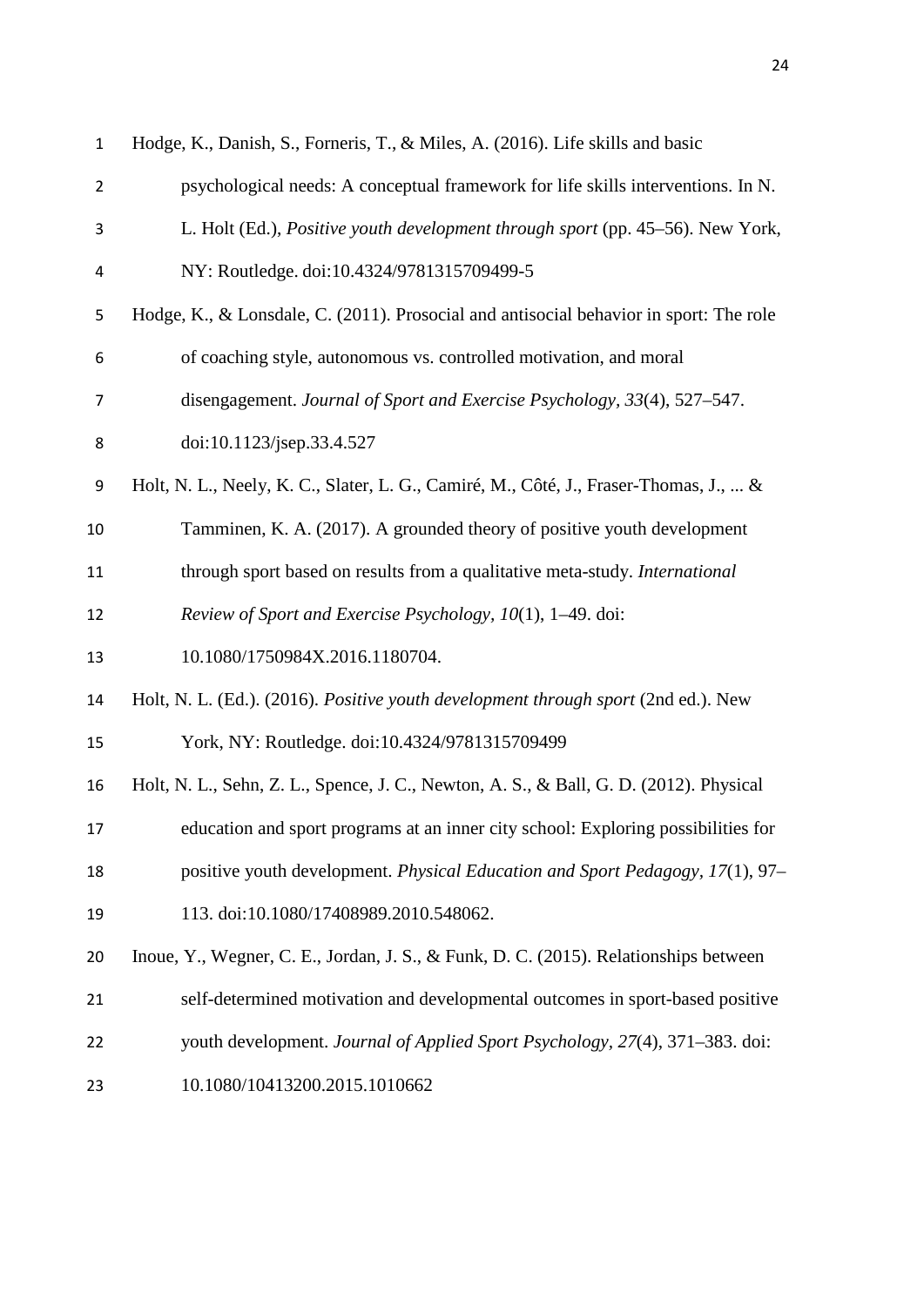Hodge, K., Danish, S., Forneris, T., & Miles, A. (2016). Life skills and basic psychological needs: A conceptual framework for life skills interventions. In N. L. Holt (Ed.), *Positive youth development through sport* (pp. 45–56). New York, NY: Routledge. doi:10.4324/9781315709499-5

Hodge, K., & Lonsdale, C. (2011). Prosocial and antisocial behavior in sport: The role of coaching style, autonomous vs. controlled motivation, and moral disengagement. *Journal of Sport and Exercise Psychology, 33*(4), 527–547. doi:10.1123/jsep.33.4.527

Holt, N. L., Neely, K. C., Slater, L. G., Camiré, M., Côté, J., Fraser-Thomas, J., ... & Tamminen, K. A. (2017). A grounded theory of positive youth development through sport based on results from a qualitative meta-study. *International Review of Sport and Exercise Psychology, 10*(1), 1–49. doi: 10.1080/1750984X.2016.1180704.

Holt, N. L. (Ed.). (2016). *Positive youth development through sport* (2nd ed.). New York, NY: Routledge. doi:10.4324/9781315709499

Holt, N. L., Sehn, Z. L., Spence, J. C., Newton, A. S., & Ball, G. D. (2012). Physical education and sport programs at an inner city school: Exploring possibilities for positive youth development. *Physical Education and Sport Pedagogy, 17*(1), 97–113. doi:10.1080/17408989.2010.548062.

Inoue, Y., Wegner, C. E., Jordan, J. S., & Funk, D. C. (2015). Relationships between self-determined motivation and developmental outcomes in sport-based positive youth development. *Journal of Applied Sport Psychology, 27*(4), 371–383. doi: 10.1080/10413200.2015.1010662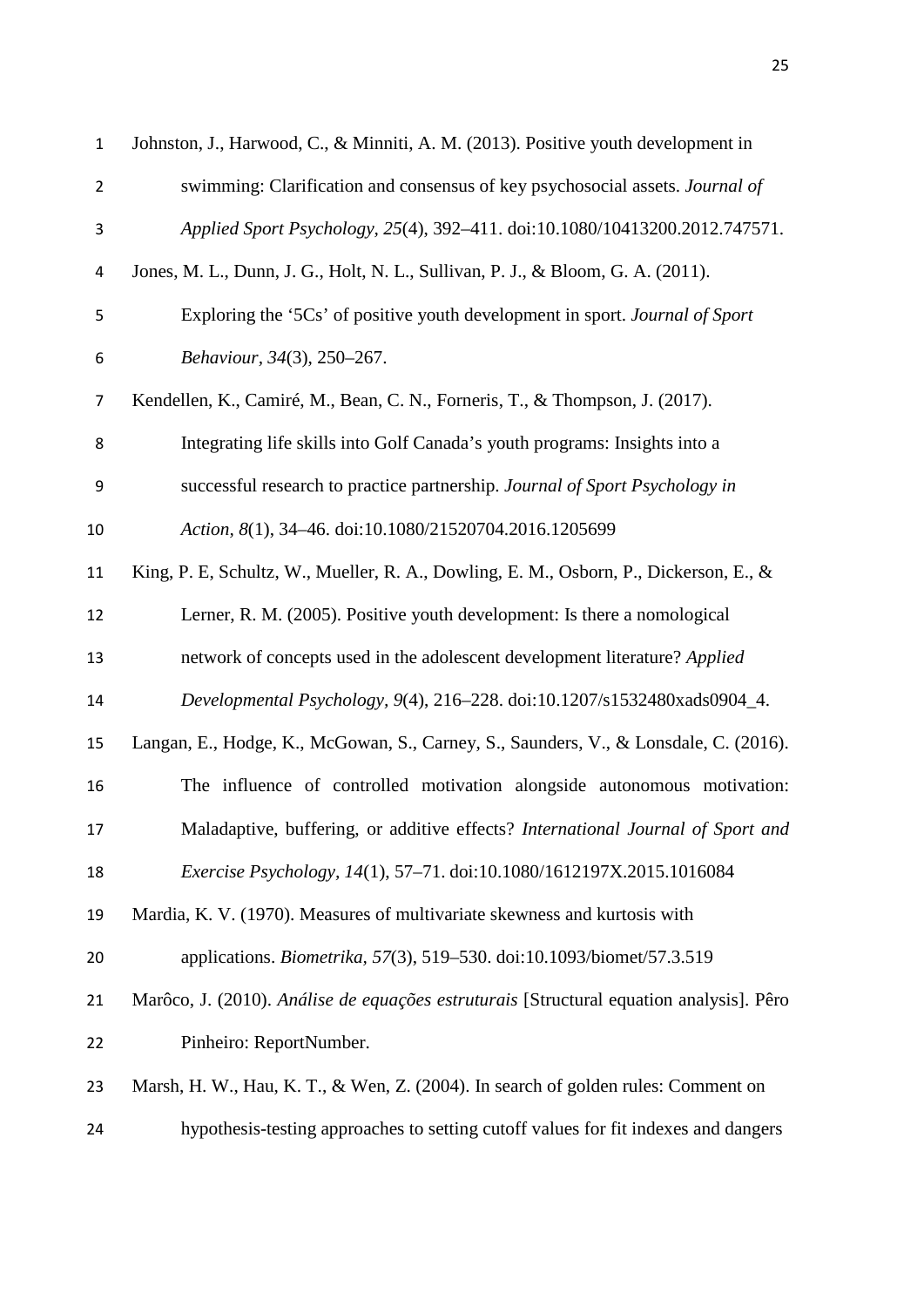Johnston, J., Harwood, C., & Minniti, A. M. (2013). Positive youth development in swimming: Clarification and consensus of key psychosocial assets. *Journal of Applied Sport Psychology, 25*(4), 392–411. doi:10.1080/10413200.2012.747571.

Jones, M. L., Dunn, J. G., Holt, N. L., Sullivan, P. J., & Bloom, G. A. (2011). Exploring the '5Cs' of positive youth development in sport. *Journal of Sport Behaviour, 34*(3), 250–267.

Kendellen, K., Camiré, M., Bean, C. N., Forneris, T., & Thompson, J. (2017). Integrating life skills into Golf Canada's youth programs: Insights into a successful research to practice partnership. *Journal of Sport Psychology in Action, 8*(1), 34–46. doi:10.1080/21520704.2016.1205699

King, P. E, Schultz, W., Mueller, R. A., Dowling, E. M., Osborn, P., Dickerson, E., & Lerner, R. M. (2005). Positive youth development: Is there a nomological network of concepts used in the adolescent development literature? *Applied Developmental Psychology, 9*(4), 216–228. doi:10.1207/s1532480xads0904_4.

Langan, E., Hodge, K., McGowan, S., Carney, S., Saunders, V., & Lonsdale, C. (2016). The influence of controlled motivation alongside autonomous motivation: Maladaptive, buffering, or additive effects? *International Journal of Sport and Exercise Psychology, 14*(1), 57–71. doi:10.1080/1612197X.2015.1016084

Mardia, K. V. (1970). Measures of multivariate skewness and kurtosis with applications. *Biometrika, 57*(3), 519–530. doi:10.1093/biomet/57.3.519

Marôco, J. (2010). *Análise de equações estruturais* [Structural equation analysis]. Pêro Pinheiro: ReportNumber.

Marsh, H. W., Hau, K. T., & Wen, Z. (2004). In search of golden rules: Comment on hypothesis-testing approaches to setting cutoff values for fit indexes and dangers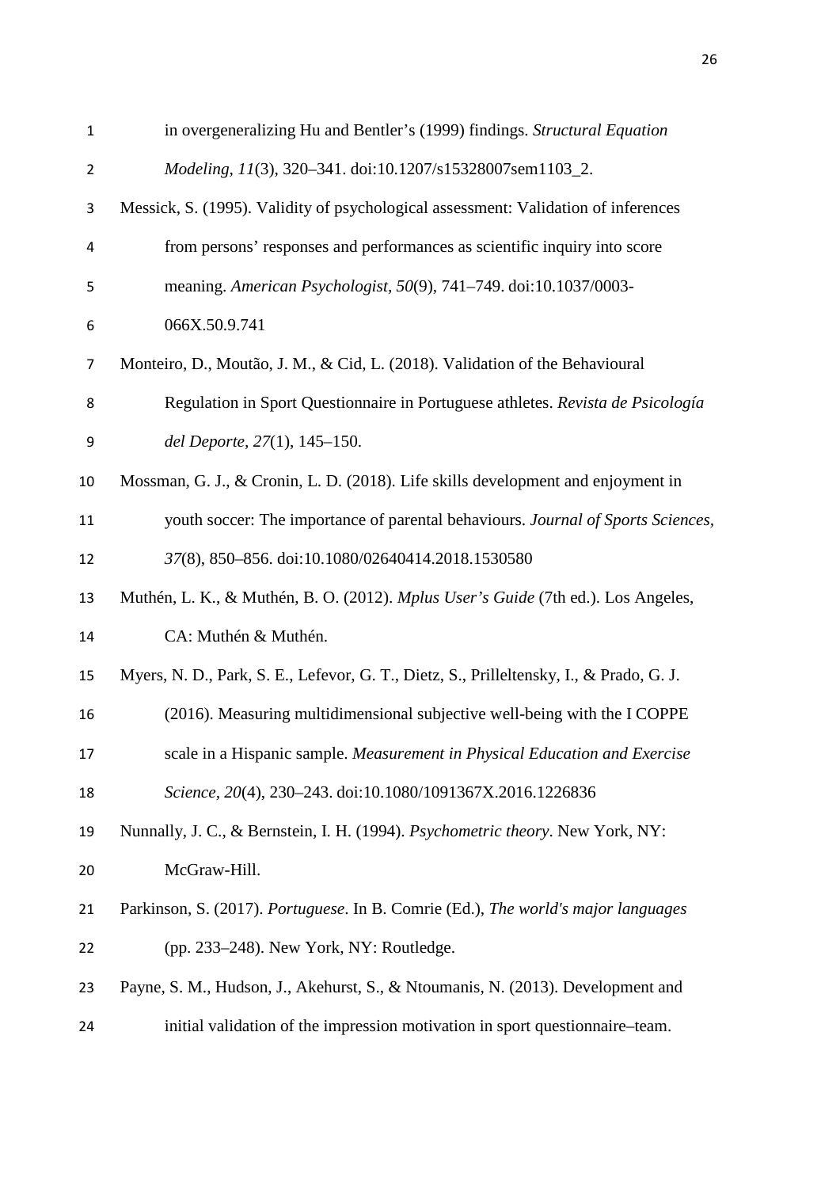in overgeneralizing Hu and Bentler's (1999) findings. *Structural Equation Modeling, 11*(3), 320–341. doi:10.1207/s15328007sem1103_2.

Messick, S. (1995). Validity of psychological assessment: Validation of inferences from persons' responses and performances as scientific inquiry into score meaning. *American Psychologist, 50*(9), 741–749. doi:10.1037/0003-066X.50.9.741

Monteiro, D., Moutão, J. M., & Cid, L. (2018). Validation of the Behavioural Regulation in Sport Questionnaire in Portuguese athletes. *Revista de Psicología del Deporte, 27*(1), 145–150.

Mossman, G. J., & Cronin, L. D. (2018). Life skills development and enjoyment in youth soccer: The importance of parental behaviours. *Journal of Sports Sciences, 37*(8), 850–856. doi:10.1080/02640414.2018.1530580

Muthén, L. K., & Muthén, B. O. (2012). *Mplus User's Guide* (7th ed.). Los Angeles, CA: Muthén & Muthén.

Myers, N. D., Park, S. E., Lefevor, G. T., Dietz, S., Prilleltensky, I., & Prado, G. J. (2016). Measuring multidimensional subjective well-being with the I COPPE scale in a Hispanic sample. *Measurement in Physical Education and Exercise Science, 20*(4), 230–243. doi:10.1080/1091367X.2016.1226836

Nunnally, J. C., & Bernstein, I. H. (1994). *Psychometric theory*. New York, NY: McGraw-Hill.

Parkinson, S. (2017). *Portuguese*. In B. Comrie (Ed.), *The world's major languages* (pp. 233–248). New York, NY: Routledge.

Payne, S. M., Hudson, J., Akehurst, S., & Ntoumanis, N. (2013). Development and initial validation of the impression motivation in sport questionnaire–team.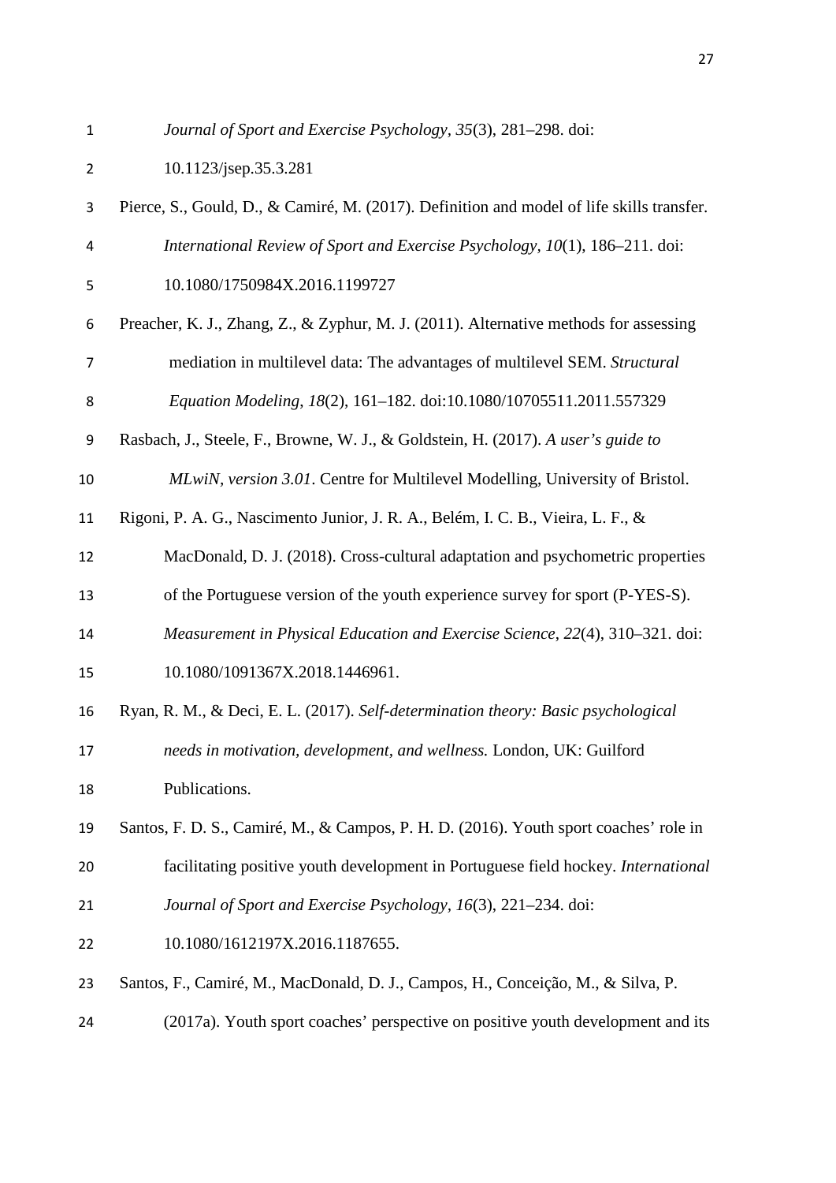*Journal of Sport and Exercise Psychology*, *35*(3), 281–298. doi: 10.1123/jsep.35.3.281

Pierce, S., Gould, D., & Camiré, M. (2017). Definition and model of life skills transfer. *International Review of Sport and Exercise Psychology, 10*(1), 186–211. doi: 10.1080/1750984X.2016.1199727

Preacher, K. J., Zhang, Z., & Zyphur, M. J. (2011). Alternative methods for assessing mediation in multilevel data: The advantages of multilevel SEM. *Structural Equation Modeling*, *18*(2), 161–182. doi:10.1080/10705511.2011.557329

Rasbach, J., Steele, F., Browne, W. J., & Goldstein, H. (2017). *A user's guide to MLwiN, version 3.01*. Centre for Multilevel Modelling, University of Bristol.

Rigoni, P. A. G., Nascimento Junior, J. R. A., Belém, I. C. B., Vieira, L. F., & MacDonald, D. J. (2018). Cross-cultural adaptation and psychometric properties of the Portuguese version of the youth experience survey for sport (P-YES-S). *Measurement in Physical Education and Exercise Science*, *22*(4), 310–321. doi: 10.1080/1091367X.2018.1446961.

Ryan, R. M., & Deci, E. L. (2017). *Self-determination theory: Basic psychological needs in motivation, development, and wellness.* London, UK: Guilford Publications.

Santos, F. D. S., Camiré, M., & Campos, P. H. D. (2016). Youth sport coaches' role in facilitating positive youth development in Portuguese field hockey. *International Journal of Sport and Exercise Psychology*, *16*(3), 221–234. doi: 10.1080/1612197X.2016.1187655.

Santos, F., Camiré, M., MacDonald, D. J., Campos, H., Conceição, M., & Silva, P. (2017a). Youth sport coaches' perspective on positive youth development and its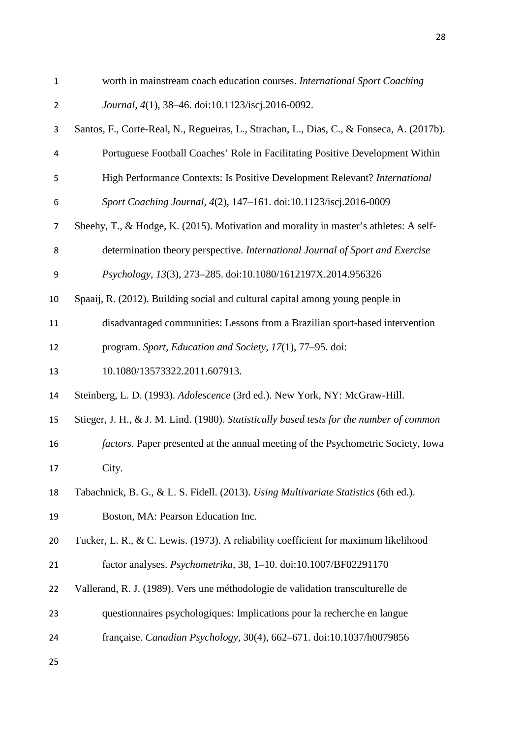worth in mainstream coach education courses. *International Sport Coaching Journal, 4*(1), 38–46. doi:10.1123/iscj.2016-0092.

Santos, F., Corte-Real, N., Regueiras, L., Strachan, L., Dias, C., & Fonseca, A. (2017b). Portuguese Football Coaches' Role in Facilitating Positive Development Within High Performance Contexts: Is Positive Development Relevant? *International Sport Coaching Journal, 4*(2), 147–161. doi:10.1123/iscj.2016-0009

Sheehy, T., & Hodge, K. (2015). Motivation and morality in master's athletes: A self-determination theory perspective. *International Journal of Sport and Exercise Psychology, 13*(3), 273–285. doi:10.1080/1612197X.2014.956326

Spaaij, R. (2012). Building social and cultural capital among young people in disadvantaged communities: Lessons from a Brazilian sport-based intervention program. *Sport, Education and Society, 17*(1), 77–95. doi: 10.1080/13573322.2011.607913.

Steinberg, L. D. (1993). *Adolescence* (3rd ed.). New York, NY: McGraw-Hill.

Stieger, J. H., & J. M. Lind. (1980). *Statistically based tests for the number of common factors*. Paper presented at the annual meeting of the Psychometric Society, Iowa City.

Tabachnick, B. G., & L. S. Fidell. (2013). *Using Multivariate Statistics* (6th ed.). Boston, MA: Pearson Education Inc.

Tucker, L. R., & C. Lewis. (1973). A reliability coefficient for maximum likelihood factor analyses. *Psychometrika,* 38, 1–10. doi:10.1007/BF02291170

Vallerand, R. J. (1989). Vers une méthodologie de validation transculturelle de questionnaires psychologiques: Implications pour la recherche en langue française. *Canadian Psychology,* 30(4), 662–671. doi:10.1037/h0079856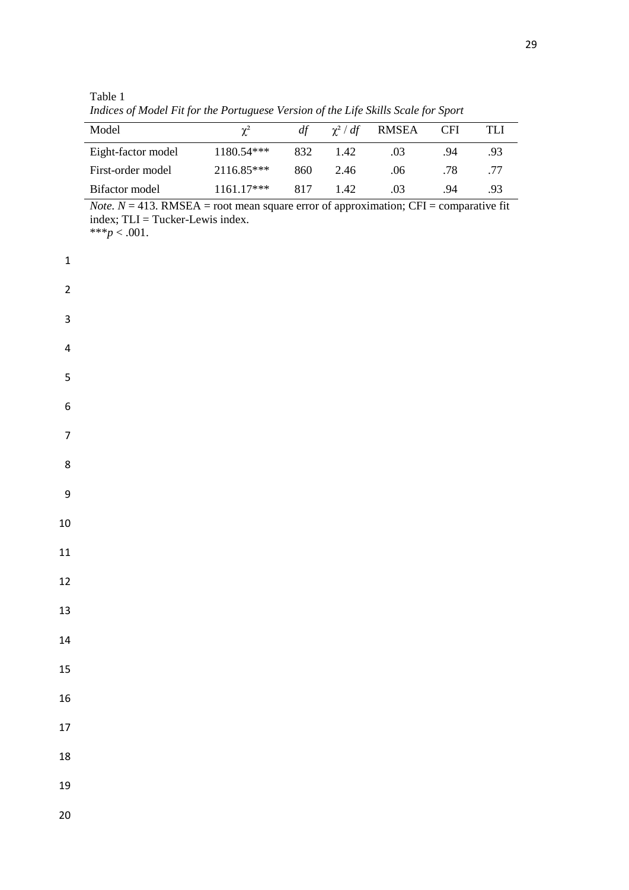Table 1

*Indices of Model Fit for the Portuguese Version of the Life Skills Scale for Sport*

| Model | $\chi^2$ | $df$ | $\chi^2 / df$ | RMSEA | CFI | TLI |
|---|---|---|---|---|---|---|
| Eight-factor model | 1180.54*** | 832 | 1.42 | .03 | .94 | .93 |
| First-order model | 2116.85*** | 860 | 2.46 | .06 | .78 | .77 |
| Bifactor model | 1161.17*** | 817 | 1.42 | .03 | .94 | .93 |

*Note.* $N = 413$. RMSEA = root mean square error of approximation; CFI = comparative fit index; TLI = Tucker-Lewis index.
***$p < .001$.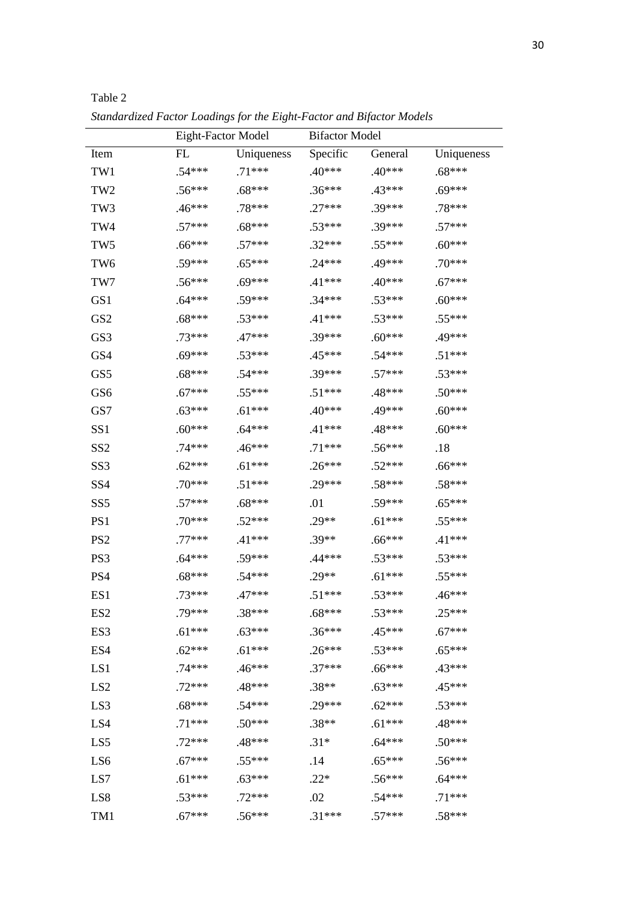Table 2

*Standardized Factor Loadings for the Eight-Factor and Bifactor Models*

| | Eight-Factor Model | | Bifactor Model | | |
|---|---|---|---|---|---|
| Item | FL | Uniqueness | Specific | General | Uniqueness |
| TW1 | .54*** | .71*** | .40*** | .40*** | .68*** |
| TW2 | .56*** | .68*** | .36*** | .43*** | .69*** |
| TW3 | .46*** | .78*** | .27*** | .39*** | .78*** |
| TW4 | .57*** | .68*** | .53*** | .39*** | .57*** |
| TW5 | .66*** | .57*** | .32*** | .55*** | .60*** |
| TW6 | .59*** | .65*** | .24*** | .49*** | .70*** |
| TW7 | .56*** | .69*** | .41*** | .40*** | .67*** |
| GS1 | .64*** | .59*** | .34*** | .53*** | .60*** |
| GS2 | .68*** | .53*** | .41*** | .53*** | .55*** |
| GS3 | .73*** | .47*** | .39*** | .60*** | .49*** |
| GS4 | .69*** | .53*** | .45*** | .54*** | .51*** |
| GS5 | .68*** | .54*** | .39*** | .57*** | .53*** |
| GS6 | .67*** | .55*** | .51*** | .48*** | .50*** |
| GS7 | .63*** | .61*** | .40*** | .49*** | .60*** |
| SS1 | .60*** | .64*** | .41*** | .48*** | .60*** |
| SS2 | .74*** | .46*** | .71*** | .56*** | .18 |
| SS3 | .62*** | .61*** | .26*** | .52*** | .66*** |
| SS4 | .70*** | .51*** | .29*** | .58*** | .58*** |
| SS5 | .57*** | .68*** | .01 | .59*** | .65*** |
| PS1 | .70*** | .52*** | .29** | .61*** | .55*** |
| PS2 | .77*** | .41*** | .39** | .66*** | .41*** |
| PS3 | .64*** | .59*** | .44*** | .53*** | .53*** |
| PS4 | .68*** | .54*** | .29** | .61*** | .55*** |
| ES1 | .73*** | .47*** | .51*** | .53*** | .46*** |
| ES2 | .79*** | .38*** | .68*** | .53*** | .25*** |
| ES3 | .61*** | .63*** | .36*** | .45*** | .67*** |
| ES4 | .62*** | .61*** | .26*** | .53*** | .65*** |
| LS1 | .74*** | .46*** | .37*** | .66*** | .43*** |
| LS2 | .72*** | .48*** | .38** | .63*** | .45*** |
| LS3 | .68*** | .54*** | .29*** | .62*** | .53*** |
| LS4 | .71*** | .50*** | .38** | .61*** | .48*** |
| LS5 | .72*** | .48*** | .31* | .64*** | .50*** |
| LS6 | .67*** | .55*** | .14 | .65*** | .56*** |
| LS7 | .61*** | .63*** | .22* | .56*** | .64*** |
| LS8 | .53*** | .72*** | .02 | .54*** | .71*** |
| TM1 | .67*** | .56*** | .31*** | .57*** | .58*** |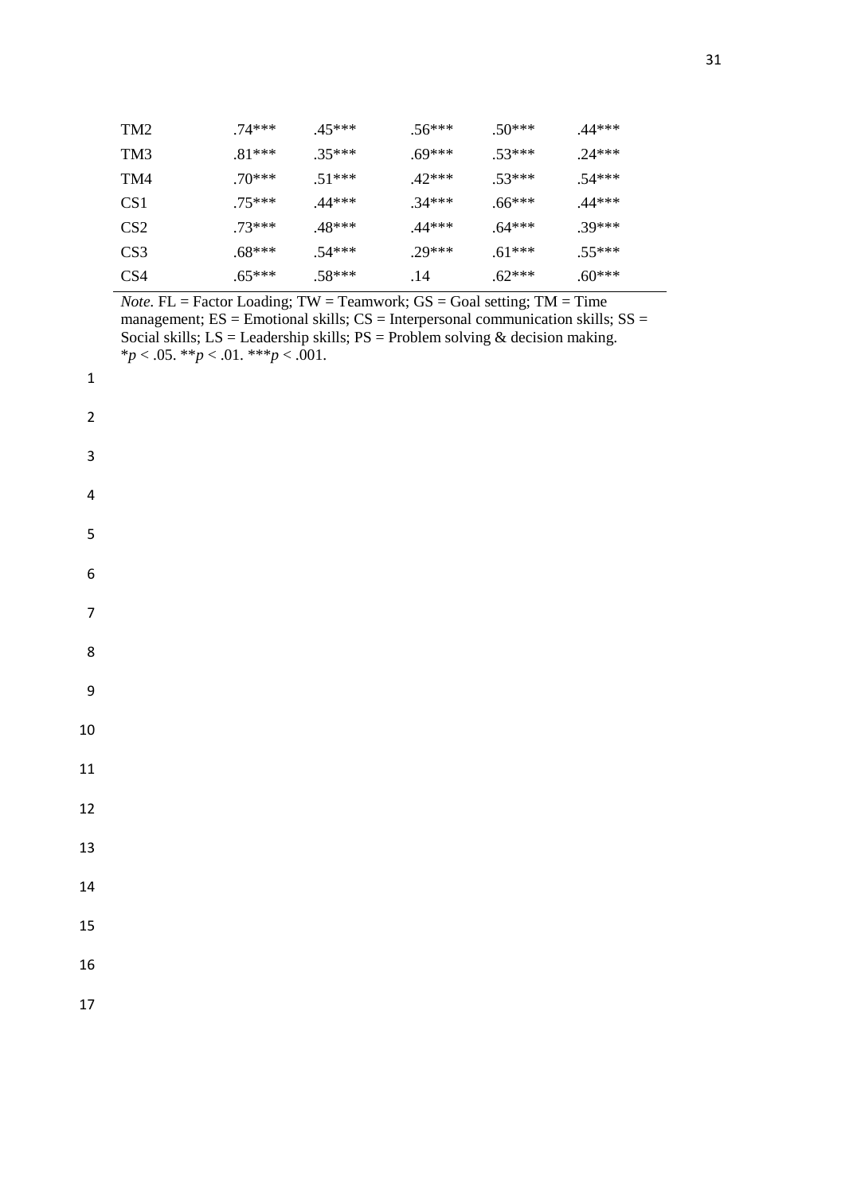| | | | | | |
|---|---|---|---|---|---|
| TM2 | .74*** | .45*** | .56*** | .50*** | .44*** |
| TM3 | .81*** | .35*** | .69*** | .53*** | .24*** |
| TM4 | .70*** | .51*** | .42*** | .53*** | .54*** |
| CS1 | .75*** | .44*** | .34*** | .66*** | .44*** |
| CS2 | .73*** | .48*** | .44*** | .64*** | .39*** |
| CS3 | .68*** | .54*** | .29*** | .61*** | .55*** |
| CS4 | .65*** | .58*** | .14 | .62*** | .60*** |

*Note.* FL = Factor Loading; TW = Teamwork; GS = Goal setting; TM = Time management; ES = Emotional skills; CS = Interpersonal communication skills; SS = Social skills; LS = Leadership skills; PS = Problem solving & decision making.
\**p* < .05. \*\**p* < .01. \*\*\**p* < .001.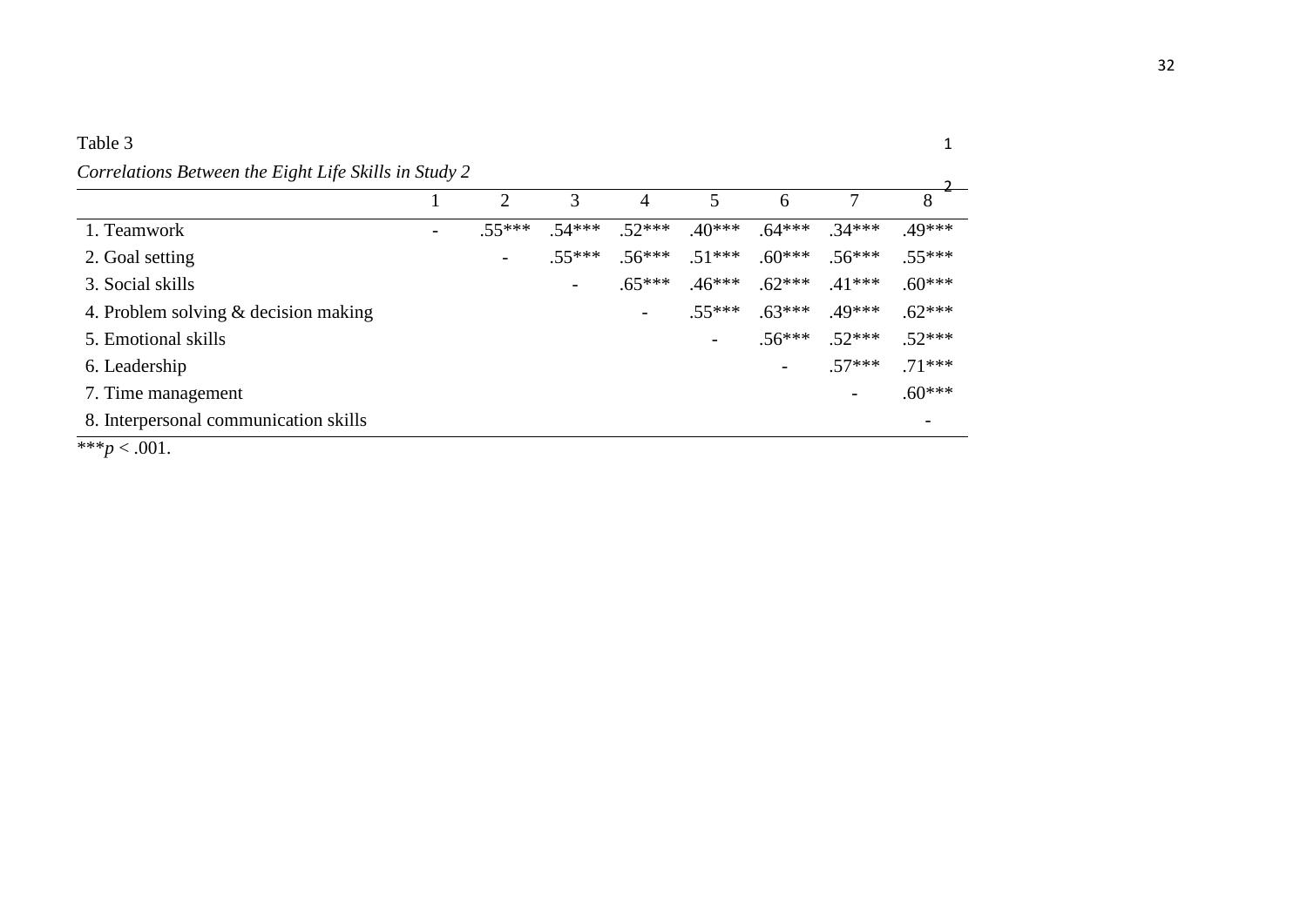Table 3

*Correlations Between the Eight Life Skills in Study 2*

| | 1 | 2 | 3 | 4 | 5 | 6 | 7 | 8 |
|---|---|---|---|---|---|---|---|---|
| 1. Teamwork | - | .55*** | .54*** | .52*** | .40*** | .64*** | .34*** | .49*** |
| 2. Goal setting | | - | .55*** | .56*** | .51*** | .60*** | .56*** | .55*** |
| 3. Social skills | | | - | .65*** | .46*** | .62*** | .41*** | .60*** |
| 4. Problem solving & decision making | | | | - | .55*** | .63*** | .49*** | .62*** |
| 5. Emotional skills | | | | | - | .56*** | .52*** | .52*** |
| 6. Leadership | | | | | | - | .57*** | .71*** |
| 7. Time management | | | | | | | - | .60*** |
| 8. Interpersonal communication skills | | | | | | | | - |

***$p < .001$.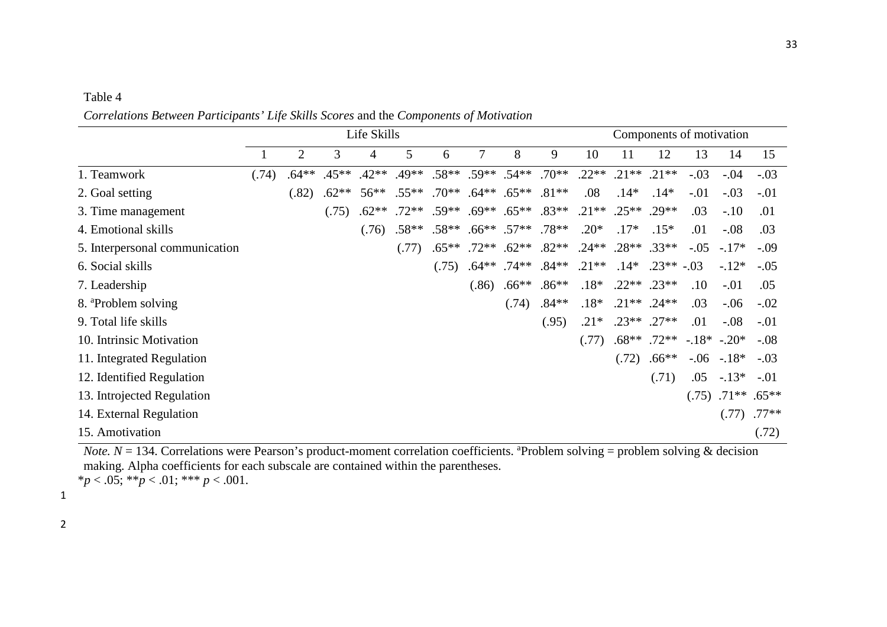Table 4

*Correlations Between Participants' Life Skills Scores* and the *Components of Motivation*

| | Life Skills | | | | | | | | | Components of motivation | | | | | |
|---|---|---|---|---|---|---|---|---|---|---|---|---|---|---|---|
| | 1 | 2 | 3 | 4 | 5 | 6 | 7 | 8 | 9 | 10 | 11 | 12 | 13 | 14 | 15 |
| 1. Teamwork | (.74) | .64** | .45** | .42** | .49** | .58** | .59** | .54** | .70** | .22** | .21** | .21** | -.03 | -.04 | -.03 |
| 2. Goal setting | | (.82) | .62** | 56** | .55** | .70** | .64** | .65** | .81** | .08 | .14* | .14* | -.01 | -.03 | -.01 |
| 3. Time management | | | (.75) | .62** | .72** | .59** | .69** | .65** | .83** | .21** | .25** | .29** | .03 | -.10 | .01 |
| 4. Emotional skills | | | | (.76) | .58** | .58** | .66** | .57** | .78** | .20* | .17* | .15* | .01 | -.08 | .03 |
| 5. Interpersonal communication | | | | | (.77) | .65** | .72** | .62** | .82** | .24** | .28** | .33** | -.05 | -.17* | -.09 |
| 6. Social skills | | | | | | (.75) | .64** | .74** | .84** | .21** | .14* | .23** | -.03 | -.12* | -.05 |
| 7. Leadership | | | | | | | (.86) | .66** | .86** | .18* | .22** | .23** | .10 | -.01 | .05 |
| 8. [a]Problem solving | | | | | | | | (.74) | .84** | .18* | .21** | .24** | .03 | -.06 | -.02 |
| 9. Total life skills | | | | | | | | | (.95) | .21* | .23** | .27** | .01 | -.08 | -.01 |
| 10. Intrinsic Motivation | | | | | | | | | | (.77) | .68** | .72** | -.18* | -.20* | -.08 |
| 11. Integrated Regulation | | | | | | | | | | | (.72) | .66** | -.06 | -.18* | -.03 |
| 12. Identified Regulation | | | | | | | | | | | | (.71) | .05 | -.13* | -.01 |
| 13. Introjected Regulation | | | | | | | | | | | | | (.75) | .71** | .65** |
| 14. External Regulation | | | | | | | | | | | | | | (.77) | .77** |
| 15. Amotivation | | | | | | | | | | | | | | | (.72) |

*Note.* $N = 134$. Correlations were Pearson's product-moment correlation coefficients. [a]Problem solving = problem solving & decision making. Alpha coefficients for each subscale are contained within the parentheses.
\*$p < .05$; \*\*$p < .01$; \*\*\* $p < .001$.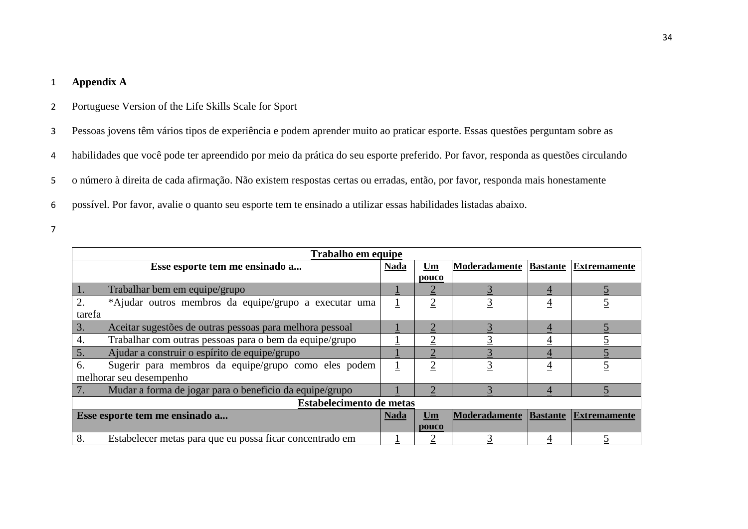**Appendix A**

Portuguese Version of the Life Skills Scale for Sport

Pessoas jovens têm vários tipos de experiência e podem aprender muito ao praticar esporte. Essas questões perguntam sobre as habilidades que você pode ter apreendido por meio da prática do seu esporte preferido. Por favor, responda as questões circulando o número à direita de cada afirmação. Não existem respostas certas ou erradas, então, por favor, responda mais honestamente possível. Por favor, avalie o quanto seu esporte tem te ensinado a utilizar essas habilidades listadas abaixo.

| **Trabalho em equipe** | | | | | |
|---|---|---|---|---|---|
| **Esse esporte tem me ensinado a...** | **Nada** | **Um pouco** | **Moderadamente** | **Bastante** | **Extremamente** |
| 1. Trabalhar bem em equipe/grupo | 1 | 2 | 3 | 4 | 5 |
| 2. *Ajudar outros membros da equipe/grupo a executar uma tarefa | 1 | 2 | 3 | 4 | 5 |
| 3. Aceitar sugestões de outras pessoas para melhora pessoal | 1 | 2 | 3 | 4 | 5 |
| 4. Trabalhar com outras pessoas para o bem da equipe/grupo | 1 | 2 | 3 | 4 | 5 |
| 5. Ajudar a construir o espírito de equipe/grupo | 1 | 2 | 3 | 4 | 5 |
| 6. Sugerir para membros da equipe/grupo como eles podem melhorar seu desempenho | 1 | 2 | 3 | 4 | 5 |
| 7. Mudar a forma de jogar para o beneficio da equipe/grupo | 1 | 2 | 3 | 4 | 5 |
| **Estabelecimento de metas** | | | | | |
| **Esse esporte tem me ensinado a...** | **Nada** | **Um pouco** | **Moderadamente** | **Bastante** | **Extremamente** |
| 8. Estabelecer metas para que eu possa ficar concentrado em | 1 | 2 | 3 | 4 | 5 |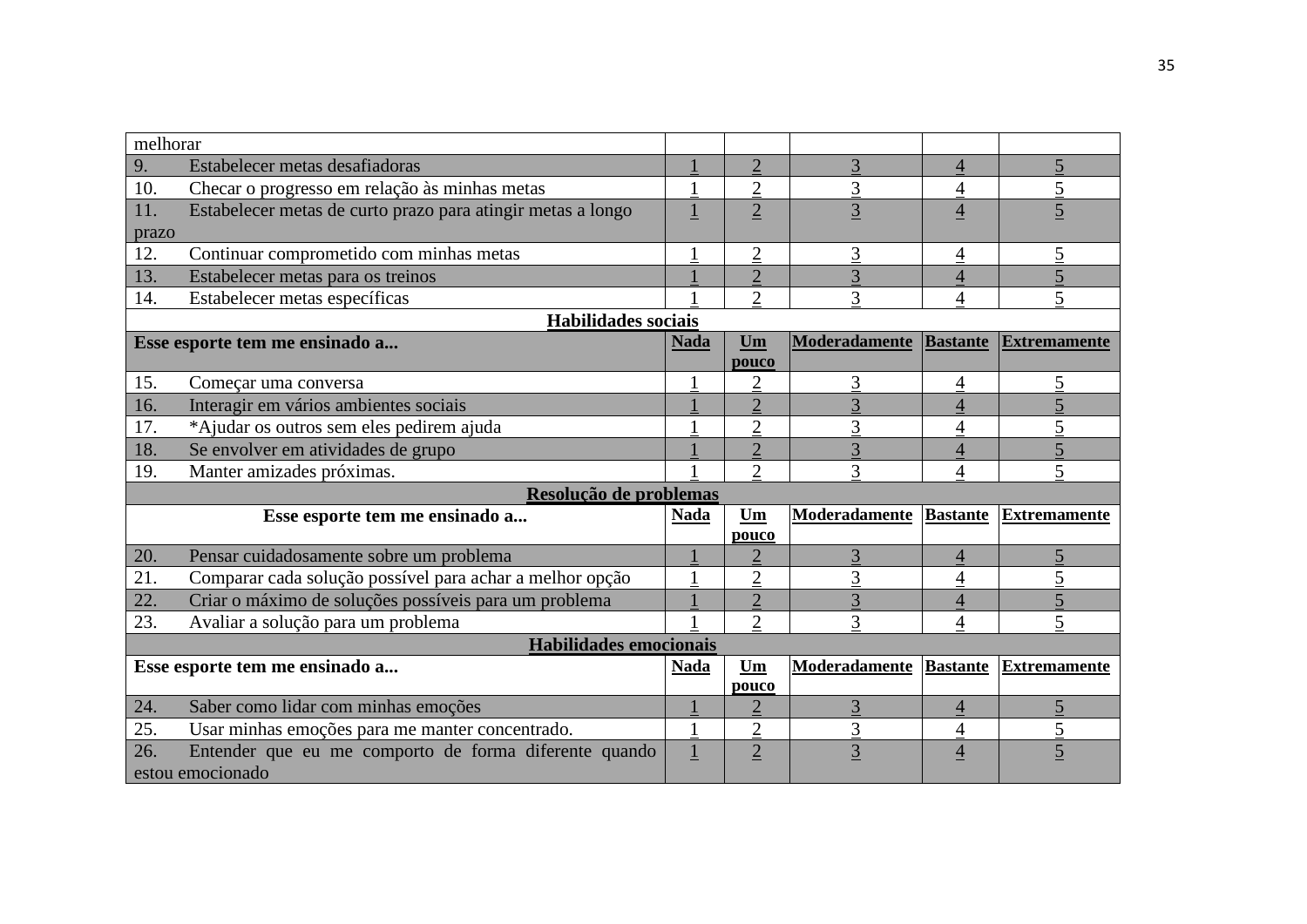| melhorar | | | | | |
|---|---|---|---|---|---|
| 9. Estabelecer metas desafiadoras | 1 | 2 | 3 | 4 | 5 |
| 10. Checar o progresso em relação às minhas metas | 1 | 2 | 3 | 4 | 5 |
| 11. Estabelecer metas de curto prazo para atingir metas a longo prazo | 1 | 2 | 3 | 4 | 5 |
| 12. Continuar comprometido com minhas metas | 1 | 2 | 3 | 4 | 5 |
| 13. Estabelecer metas para os treinos | 1 | 2 | 3 | 4 | 5 |
| 14. Estabelecer metas específicas | 1 | 2 | 3 | 4 | 5 |
| **Habilidades sociais** | | | | | |
| **Esse esporte tem me ensinado a...** | **Nada** | **Um pouco** | **Moderadamente** | **Bastante** | **Extremamente** |
| 15. Começar uma conversa | 1 | 2 | 3 | 4 | 5 |
| 16. Interagir em vários ambientes sociais | 1 | 2 | 3 | 4 | 5 |
| 17. *Ajudar os outros sem eles pedirem ajuda | 1 | 2 | 3 | 4 | 5 |
| 18. Se envolver em atividades de grupo | 1 | 2 | 3 | 4 | 5 |
| 19. Manter amizades próximas. | 1 | 2 | 3 | 4 | 5 |
| **Resolução de problemas** | | | | | |
| **Esse esporte tem me ensinado a...** | **Nada** | **Um pouco** | **Moderadamente** | **Bastante** | **Extremamente** |
| 20. Pensar cuidadosamente sobre um problema | 1 | 2 | 3 | 4 | 5 |
| 21. Comparar cada solução possível para achar a melhor opção | 1 | 2 | 3 | 4 | 5 |
| 22. Criar o máximo de soluções possíveis para um problema | 1 | 2 | 3 | 4 | 5 |
| 23. Avaliar a solução para um problema | 1 | 2 | 3 | 4 | 5 |
| **Habilidades emocionais** | | | | | |
| **Esse esporte tem me ensinado a...** | **Nada** | **Um pouco** | **Moderadamente** | **Bastante** | **Extremamente** |
| 24. Saber como lidar com minhas emoções | 1 | 2 | 3 | 4 | 5 |
| 25. Usar minhas emoções para me manter concentrado. | 1 | 2 | 3 | 4 | 5 |
| 26. Entender que eu me comporto de forma diferente quando estou emocionado | 1 | 2 | 3 | 4 | 5 |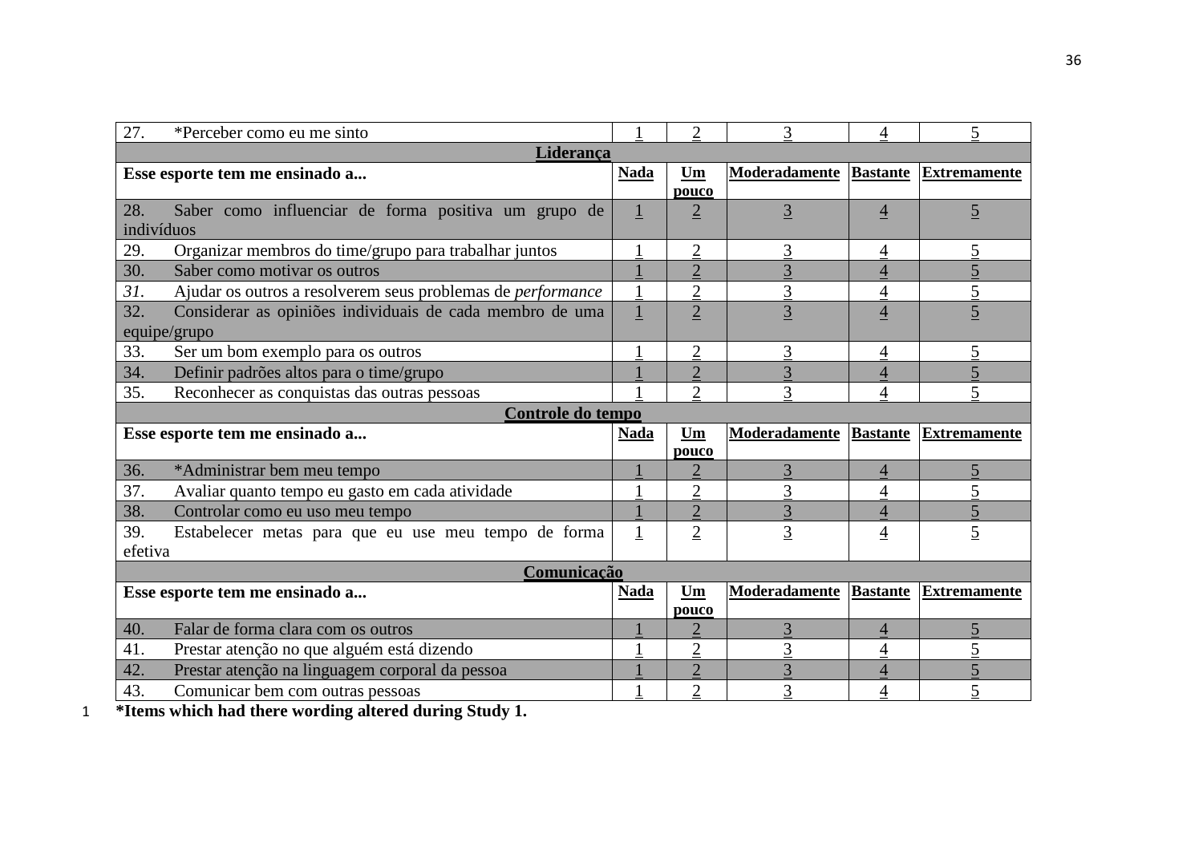| | | | | | |
|---|---|---|---|---|---|
| 27. *Perceber como eu me sinto | 1 | 2 | 3 | 4 | 5 |
| **Liderança** | | | | | |
| **Esse esporte tem me ensinado a...** | **Nada** | **Um pouco** | **Moderadamente** | **Bastante** | **Extremamente** |
| 28. Saber como influenciar de forma positiva um grupo de indivíduos | 1 | 2 | 3 | 4 | 5 |
| 29. Organizar membros do time/grupo para trabalhar juntos | 1 | 2 | 3 | 4 | 5 |
| 30. Saber como motivar os outros | 1 | 2 | 3 | 4 | 5 |
| *31.* Ajudar os outros a resolverem seus problemas de *performance* | 1 | 2 | 3 | 4 | 5 |
| 32. Considerar as opiniões individuais de cada membro de uma equipe/grupo | 1 | 2 | 3 | 4 | 5 |
| 33. Ser um bom exemplo para os outros | 1 | 2 | 3 | 4 | 5 |
| 34. Definir padrões altos para o time/grupo | 1 | 2 | 3 | 4 | 5 |
| 35. Reconhecer as conquistas das outras pessoas | 1 | 2 | 3 | 4 | 5 |
| **Controle do tempo** | | | | | |
| **Esse esporte tem me ensinado a...** | **Nada** | **Um pouco** | **Moderadamente** | **Bastante** | **Extremamente** |
| 36. *Administrar bem meu tempo | 1 | 2 | 3 | 4 | 5 |
| 37. Avaliar quanto tempo eu gasto em cada atividade | 1 | 2 | 3 | 4 | 5 |
| 38. Controlar como eu uso meu tempo | 1 | 2 | 3 | 4 | 5 |
| 39. Estabelecer metas para que eu use meu tempo de forma efetiva | 1 | 2 | 3 | 4 | 5 |
| **Comunicação** | | | | | |
| **Esse esporte tem me ensinado a...** | **Nada** | **Um pouco** | **Moderadamente** | **Bastante** | **Extremamente** |
| 40. Falar de forma clara com os outros | 1 | 2 | 3 | 4 | 5 |
| 41. Prestar atenção no que alguém está dizendo | 1 | 2 | 3 | 4 | 5 |
| 42. Prestar atenção na linguagem corporal da pessoa | 1 | 2 | 3 | 4 | 5 |
| 43. Comunicar bem com outras pessoas | 1 | 2 | 3 | 4 | 5 |

**\*Items which had there wording altered during Study 1.**